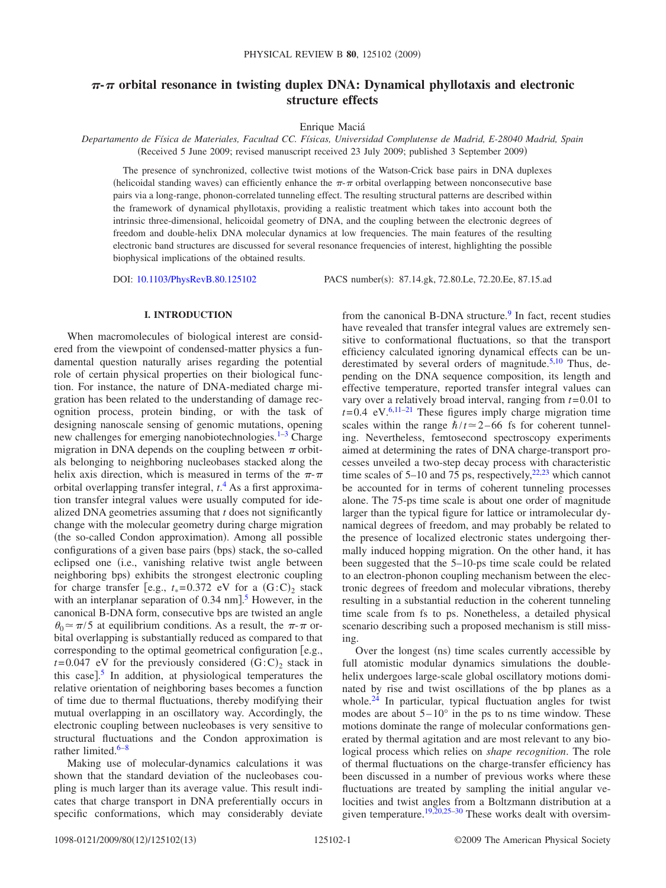# $\pi$-$\pi$ orbital resonance in twisting duplex DNA: Dynamical phyllotaxis and electronic structure effects

Enrique Maciá

*Departamento de Física de Materiales, Facultad CC. Físicas, Universidad Complutense de Madrid, E-28040 Madrid, Spain*
(Received 5 June 2009; revised manuscript received 23 July 2009; published 3 September 2009)

The presence of synchronized, collective twist motions of the Watson-Crick base pairs in DNA duplexes (helicoidal standing waves) can efficiently enhance the $\pi$-$\pi$ orbital overlapping between nonconsecutive base pairs via a long-range, phonon-correlated tunneling effect. The resulting structural patterns are described within the framework of dynamical phyllotaxis, providing a realistic treatment which takes into account both the intrinsic three-dimensional, helicoidal geometry of DNA, and the coupling between the electronic degrees of freedom and double-helix DNA molecular dynamics at low frequencies. The main features of the resulting electronic band structures are discussed for several resonance frequencies of interest, highlighting the possible biophysical implications of the obtained results.

DOI: 10.1103/PhysRevB.80.125102    PACS number(s): 87.14.gk, 72.80.Le, 72.20.Ee, 87.15.ad

## I. INTRODUCTION

When macromolecules of biological interest are considered from the viewpoint of condensed-matter physics a fundamental question naturally arises regarding the potential role of certain physical properties on their biological function. For instance, the nature of DNA-mediated charge migration has been related to the understanding of damage recognition process, protein binding, or with the task of designing nanoscale sensing of genomic mutations, opening new challenges for emerging nanobiotechnologies.[1–3] Charge migration in DNA depends on the coupling between $\pi$ orbitals belonging to neighboring nucleobases stacked along the helix axis direction, which is measured in terms of the $\pi$-$\pi$ orbital overlapping transfer integral, $t$.[4] As a first approximation transfer integral values were usually computed for idealized DNA geometries assuming that $t$ does not significantly change with the molecular geometry during charge migration (the so-called Condon approximation). Among all possible configurations of a given base pairs (bps) stack, the so-called eclipsed one (i.e., vanishing relative twist angle between neighboring bps) exhibits the strongest electronic coupling for charge transfer [e.g., $t_*=0.372$ eV for a $(G:C)_2$ stack with an interplanar separation of 0.34 nm].[5] However, in the canonical B-DNA form, consecutive bps are twisted an angle $\theta_0 \simeq \pi/5$ at equilibrium conditions. As a result, the $\pi$-$\pi$ orbital overlapping is substantially reduced as compared to that corresponding to the optimal geometrical configuration [e.g., $t=0.047$ eV for the previously considered $(G:C)_2$ stack in this case].[5] In addition, at physiological temperatures the relative orientation of neighboring bases becomes a function of time due to thermal fluctuations, thereby modifying their mutual overlapping in an oscillatory way. Accordingly, the electronic coupling between nucleobases is very sensitive to structural fluctuations and the Condon approximation is rather limited.[6–8]

Making use of molecular-dynamics calculations it was shown that the standard deviation of the nucleobases coupling is much larger than its average value. This result indicates that charge transport in DNA preferentially occurs in specific conformations, which may considerably deviate from the canonical B-DNA structure.[9] In fact, recent studies have revealed that transfer integral values are extremely sensitive to conformational fluctuations, so that the transport efficiency calculated ignoring dynamical effects can be underestimated by several orders of magnitude.[5,10] Thus, depending on the DNA sequence composition, its length and effective temperature, reported transfer integral values can vary over a relatively broad interval, ranging from $t=0.01$ to $t=0.4$ eV.[6,11–21] These figures imply charge migration time scales within the range $\hbar/t \simeq 2$–$66$ fs for coherent tunneling. Nevertheless, femtosecond spectroscopy experiments aimed at determining the rates of DNA charge-transport processes unveiled a two-step decay process with characteristic time scales of 5–10 and 75 ps, respectively,[22,23] which cannot be accounted for in terms of coherent tunneling processes alone. The 75-ps time scale is about one order of magnitude larger than the typical figure for lattice or intramolecular dynamical degrees of freedom, and may probably be related to the presence of localized electronic states undergoing thermally induced hopping migration. On the other hand, it has been suggested that the 5–10-ps time scale could be related to an electron-phonon coupling mechanism between the electronic degrees of freedom and molecular vibrations, thereby resulting in a substantial reduction in the coherent tunneling time scale from fs to ps. Nonetheless, a detailed physical scenario describing such a proposed mechanism is still missing.

Over the longest (ns) time scales currently accessible by full atomistic modular dynamics simulations the double-helix undergoes large-scale global oscillatory motions dominated by rise and twist oscillations of the bp planes as a whole.[24] In particular, typical fluctuation angles for twist modes are about 5–10° in the ps to ns time window. These motions dominate the range of molecular conformations generated by thermal agitation and are most relevant to any biological process which relies on *shape recognition*. The role of thermal fluctuations on the charge-transfer efficiency has been discussed in a number of previous works where these fluctuations are treated by sampling the initial angular velocities and twist angles from a Boltzmann distribution at a given temperature.[19,20,25–30] These works dealt with oversim-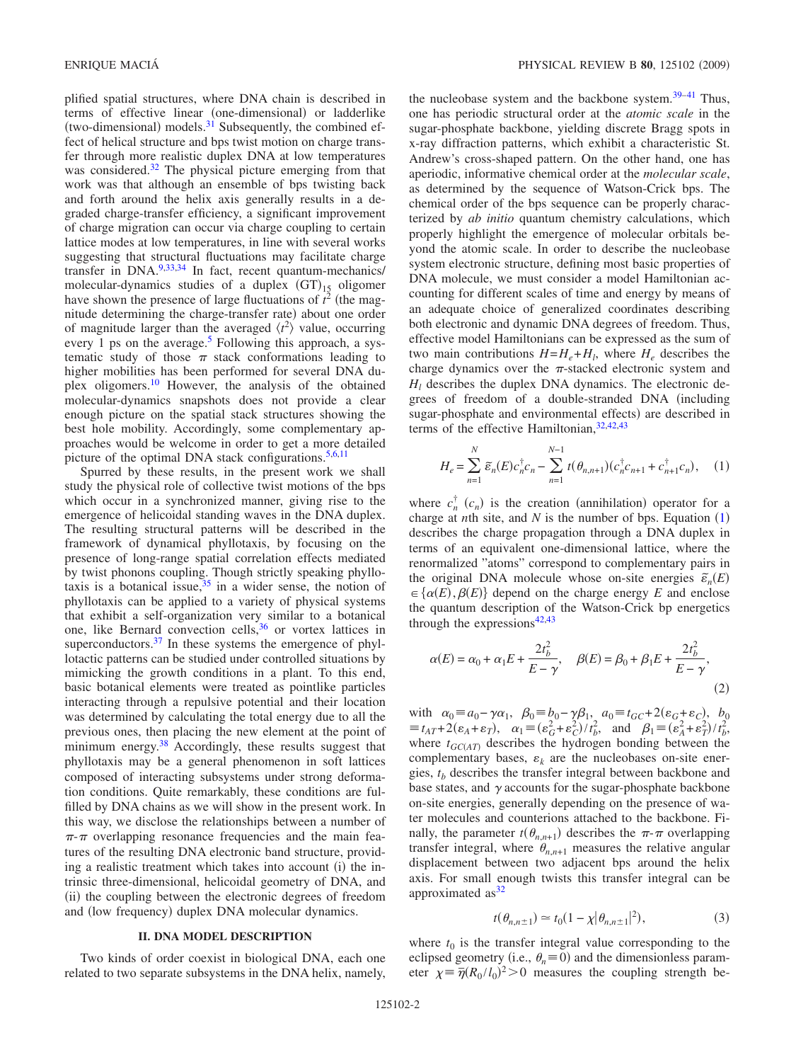plified spatial structures, where DNA chain is described in terms of effective linear (one-dimensional) or ladderlike (two-dimensional) models.[31] Subsequently, the combined effect of helical structure and bps twist motion on charge transfer through more realistic duplex DNA at low temperatures was considered.[32] The physical picture emerging from that work was that although an ensemble of bps twisting back and forth around the helix axis generally results in a degraded charge-transfer efficiency, a significant improvement of charge migration can occur via charge coupling to certain lattice modes at low temperatures, in line with several works suggesting that structural fluctuations may facilitate charge transfer in DNA.[9,33,34] In fact, recent quantum-mechanics/molecular-dynamics studies of a duplex $(\mathrm{GT})_{15}$ oligomer have shown the presence of large fluctuations of $t^2$ (the magnitude determining the charge-transfer rate) about one order of magnitude larger than the averaged $\langle t^2 \rangle$ value, occurring every 1 ps on the average.[5] Following this approach, a systematic study of those $\pi$ stack conformations leading to higher mobilities has been performed for several DNA duplex oligomers.[10] However, the analysis of the obtained molecular-dynamics snapshots does not provide a clear enough picture on the spatial stack structures showing the best hole mobility. Accordingly, some complementary approaches would be welcome in order to get a more detailed picture of the optimal DNA stack configurations.[5,6,11]

Spurred by these results, in the present work we shall study the physical role of collective twist motions of the bps which occur in a synchronized manner, giving rise to the emergence of helicoidal standing waves in the DNA duplex. The resulting structural patterns will be described in the framework of dynamical phyllotaxis, by focusing on the presence of long-range spatial correlation effects mediated by twist phonons coupling. Though strictly speaking phyllotaxis is a botanical issue,[35] in a wider sense, the notion of phyllotaxis can be applied to a variety of physical systems that exhibit a self-organization very similar to a botanical one, like Bernard convection cells,[36] or vortex lattices in superconductors.[37] In these systems the emergence of phyllotactic patterns can be studied under controlled situations by mimicking the growth conditions in a plant. To this end, basic botanical elements were treated as pointlike particles interacting through a repulsive potential and their location was determined by calculating the total energy due to all the previous ones, then placing the new element at the point of minimum energy.[38] Accordingly, these results suggest that phyllotaxis may be a general phenomenon in soft lattices composed of interacting subsystems under strong deformation conditions. Quite remarkably, these conditions are fulfilled by DNA chains as we will show in the present work. In this way, we disclose the relationships between a number of $\pi$-$\pi$ overlapping resonance frequencies and the main features of the resulting DNA electronic band structure, providing a realistic treatment which takes into account (i) the intrinsic three-dimensional, helicoidal geometry of DNA, and (ii) the coupling between the electronic degrees of freedom and (low frequency) duplex DNA molecular dynamics.

## II. DNA MODEL DESCRIPTION

Two kinds of order coexist in biological DNA, each one related to two separate subsystems in the DNA helix, namely, the nucleobase system and the backbone system.[39–41] Thus, one has periodic structural order at the *atomic scale* in the sugar-phosphate backbone, yielding discrete Bragg spots in x-ray diffraction patterns, which exhibit a characteristic St. Andrew's cross-shaped pattern. On the other hand, one has aperiodic, informative chemical order at the *molecular scale*, as determined by the sequence of Watson-Crick bps. The chemical order of the bps sequence can be properly characterized by *ab initio* quantum chemistry calculations, which properly highlight the emergence of molecular orbitals beyond the atomic scale. In order to describe the nucleobase system electronic structure, defining most basic properties of DNA molecule, we must consider a model Hamiltonian accounting for different scales of time and energy by means of an adequate choice of generalized coordinates describing both electronic and dynamic DNA degrees of freedom. Thus, effective model Hamiltonians can be expressed as the sum of two main contributions $H=H_e+H_l$, where $H_e$ describes the charge dynamics over the $\pi$-stacked electronic system and $H_l$ describes the duplex DNA dynamics. The electronic degrees of freedom of a double-stranded DNA (including sugar-phosphate and environmental effects) are described in terms of the effective Hamiltonian,[32,42,43]

$$H_e=\sum_{n=1}^{N}\tilde{\varepsilon}_n(E)c_n^{\dagger}c_n-\sum_{n=1}^{N-1}t(\theta_{n,n+1})(c_n^{\dagger}c_{n+1}+c_{n+1}^{\dagger}c_n), \quad (1)$$

where $c_n^{\dagger}$ ($c_n$) is the creation (annihilation) operator for a charge at $n$th site, and $N$ is the number of bps. Equation (1) describes the charge propagation through a DNA duplex in terms of an equivalent one-dimensional lattice, where the renormalized "atoms" correspond to complementary pairs in the original DNA molecule whose on-site energies $\tilde{\varepsilon}_n(E) \in \{\alpha(E),\beta(E)\}$ depend on the charge energy $E$ and enclose the quantum description of the Watson-Crick bp energetics through the expressions[42,43]

$$\alpha(E)=\alpha_0+\alpha_1 E+\frac{2t_b^2}{E-\gamma}, \quad \beta(E)=\beta_0+\beta_1 E+\frac{2t_b^2}{E-\gamma}, \quad (2)$$

with $\alpha_0 \equiv a_0-\gamma\alpha_1$, $\beta_0 \equiv b_0-\gamma\beta_1$, $a_0 \equiv t_{GC}+2(\varepsilon_G+\varepsilon_C)$, $b_0 \equiv t_{AT}+2(\varepsilon_A+\varepsilon_T)$, $\alpha_1 \equiv (\varepsilon_G^2+\varepsilon_C^2)/t_b^2$, and $\beta_1 \equiv (\varepsilon_A^2+\varepsilon_T^2)/t_b^2$, where $t_{GC(AT)}$ describes the hydrogen bonding between the complementary bases, $\varepsilon_k$ are the nucleobases on-site energies, $t_b$ describes the transfer integral between backbone and base states, and $\gamma$ accounts for the sugar-phosphate backbone on-site energies, generally depending on the presence of water molecules and counterions attached to the backbone. Finally, the parameter $t(\theta_{n,n+1})$ describes the $\pi$-$\pi$ overlapping transfer integral, where $\theta_{n,n+1}$ measures the relative angular displacement between two adjacent bps around the helix axis. For small enough twists this transfer integral can be approximated as[32]

$$t(\theta_{n,n\pm 1}) \simeq t_0(1-\chi|\theta_{n,n\pm 1}|^2), \quad (3)$$

where $t_0$ is the transfer integral value corresponding to the eclipsed geometry (i.e., $\theta_n \equiv 0$) and the dimensionless parameter $\chi \equiv \bar{\eta}(R_0/l_0)^2>0$ measures the coupling strength be-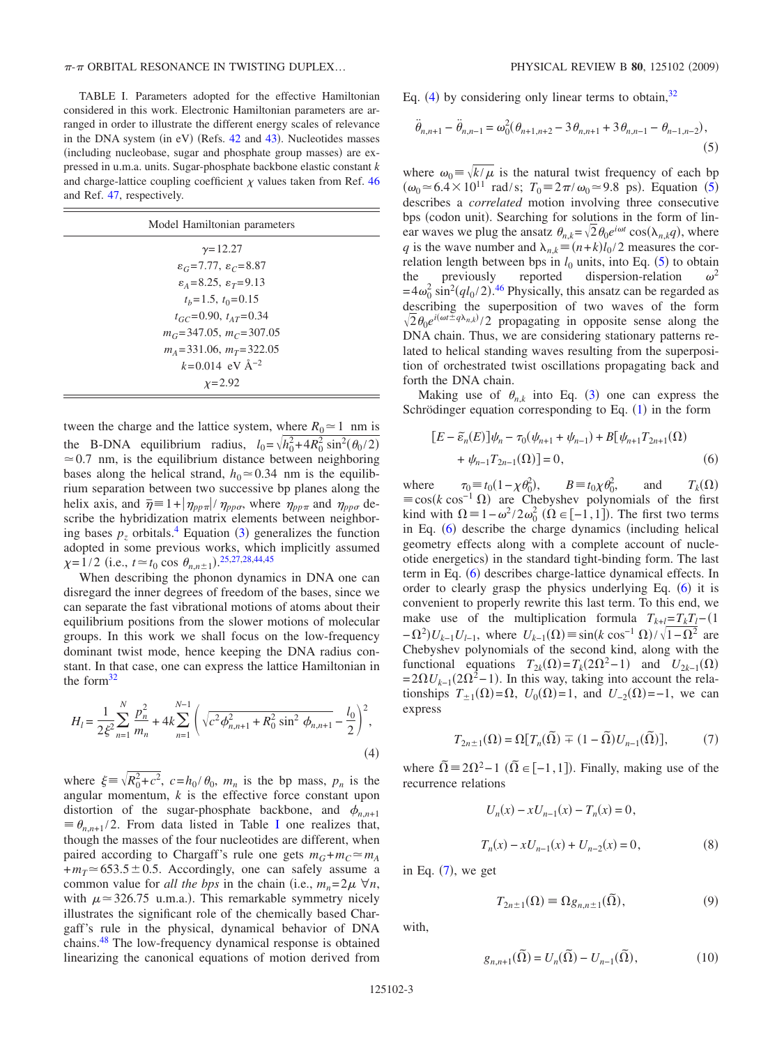TABLE I. Parameters adopted for the effective Hamiltonian considered in this work. Electronic Hamiltonian parameters are arranged in order to illustrate the different energy scales of relevance in the DNA system (in eV) (Refs. 42 and 43). Nucleotides masses (including nucleobase, sugar and phosphate group masses) are expressed in u.m.a. units. Sugar-phosphate backbone elastic constant $k$ and charge-lattice coupling coefficient $\chi$ values taken from Ref. 46 and Ref. 47, respectively.

| Model Hamiltonian parameters |
|---|
| $\gamma=12.27$ |
| $\varepsilon_G=7.77$, $\varepsilon_C=8.87$ |
| $\varepsilon_A=8.25$, $\varepsilon_T=9.13$ |
| $t_b=1.5$, $t_0=0.15$ |
| $t_{GC}=0.90$, $t_{AT}=0.34$ |
| $m_G=347.05$, $m_C=307.05$ |
| $m_A=331.06$, $m_T=322.05$ |
| $k=0.014$ eV Å$^{-2}$ |
| $\chi=2.92$ |

tween the charge and the lattice system, where $R_0 \simeq 1$ nm is the B-DNA equilibrium radius, $l_0=\sqrt{h_0^2+4R_0^2\sin^2(\theta_0/2)} \simeq 0.7$ nm, is the equilibrium distance between neighboring bases along the helical strand, $h_0 \simeq 0.34$ nm is the equilibrium separation between two successive bp planes along the helix axis, and $\bar{\eta} \equiv 1+|\eta_{pp\pi}|/\eta_{pp\sigma}$, where $\eta_{pp\pi}$ and $\eta_{pp\sigma}$ describe the hybridization matrix elements between neighboring bases $p_z$ orbitals.[4] Equation (3) generalizes the function adopted in some previous works, which implicitly assumed $\chi=1/2$ (i.e., $t \simeq t_0 \cos\theta_{n,n\pm1}$).[25,27,28,44,45]

When describing the phonon dynamics in DNA one can disregard the inner degrees of freedom of the bases, since we can separate the fast vibrational motions of atoms about their equilibrium positions from the slower motions of molecular groups. In this work we shall focus on the low-frequency dominant twist mode, hence keeping the DNA radius constant. In that case, one can express the lattice Hamiltonian in the form[32]

$$H_l=\frac{1}{2\xi^2}\sum_{n=1}^{N}\frac{p_n^2}{m_n}+4k\sum_{n=1}^{N-1}\left(\sqrt{c^2\phi_{n,n+1}^2+R_0^2\sin^2\phi_{n,n+1}}-\frac{l_0}{2}\right)^2, \tag{4}$$

where $\xi \equiv \sqrt{R_0^2+c^2}$, $c=h_0/\theta_0$, $m_n$ is the bp mass, $p_n$ is the angular momentum, $k$ is the effective force constant upon distortion of the sugar-phosphate backbone, and $\phi_{n,n+1} \equiv \theta_{n,n+1}/2$. From data listed in Table I one realizes that, though the masses of the four nucleotides are different, when paired according to Chargaff's rule one gets $m_G+m_C \simeq m_A+m_T \simeq 653.5 \pm 0.5$. Accordingly, one can safely assume a common value for *all the bps* in the chain (i.e., $m_n=2\mu$ $\forall n$, with $\mu \simeq 326.75$ u.m.a.). This remarkable symmetry nicely illustrates the significant role of the chemically based Chargaff's rule in the physical, dynamical behavior of DNA chains.[48] The low-frequency dynamical response is obtained linearizing the canonical equations of motion derived from Eq. (4) by considering only linear terms to obtain,[32]

$$\ddot{\theta}_{n,n+1}-\ddot{\theta}_{n,n-1}=\omega_0^2(\theta_{n+1,n+2}-3\theta_{n,n+1}+3\theta_{n,n-1}-\theta_{n-1,n-2}), \tag{5}$$

where $\omega_0 \equiv \sqrt{k/\mu}$ is the natural twist frequency of each bp ($\omega_0 \simeq 6.4\times10^{11}$ rad/s; $T_0 \equiv 2\pi/\omega_0 \simeq 9.8$ ps). Equation (5) describes a *correlated* motion involving three consecutive bps (codon unit). Searching for solutions in the form of linear waves we plug the ansatz $\theta_{n,k}=\sqrt{2}\theta_0 e^{i\omega t}\cos(\lambda_{n,k}q)$, where $q$ is the wave number and $\lambda_{n,k} \equiv (n+k)l_0/2$ measures the correlation length between bps in $l_0$ units, into Eq. (5) to obtain the previously reported dispersion-relation $\omega^2=4\omega_0^2\sin^2(ql_0/2)$.[46] Physically, this ansatz can be regarded as describing the superposition of two waves of the form $\sqrt{2}\theta_0 e^{i(\omega t \pm q\lambda_{n,k})}/2$ propagating in opposite sense along the DNA chain. Thus, we are considering stationary patterns related to helical standing waves resulting from the superposition of orchestrated twist oscillations propagating back and forth the DNA chain.

Making use of $\theta_{n,k}$ into Eq. (3) one can express the Schrödinger equation corresponding to Eq. (1) in the form

$$[E-\tilde{\varepsilon}_n(E)]\psi_n-\tau_0(\psi_{n+1}+\psi_{n-1})+B[\psi_{n+1}T_{2n+1}(\Omega)+\psi_{n-1}T_{2n-1}(\Omega)]=0, \tag{6}$$

where $\tau_0 \equiv t_0(1-\chi\theta_0^2)$, $B \equiv t_0\chi\theta_0^2$, and $T_k(\Omega) \equiv \cos(k\cos^{-1}\Omega)$ are Chebyshev polynomials of the first kind with $\Omega \equiv 1-\omega^2/2\omega_0^2$ ($\Omega \in [-1,1]$). The first two terms in Eq. (6) describe the charge dynamics (including helical geometry effects along with a complete account of nucleotide energetics) in the standard tight-binding form. The last term in Eq. (6) describes charge-lattice dynamical effects. In order to clearly grasp the physics underlying Eq. (6) it is convenient to properly rewrite this last term. To this end, we make use of the multiplication formula $T_{k+l}=T_kT_l-(1-\Omega^2)U_{k-1}U_{l-1}$, where $U_{k-1}(\Omega) \equiv \sin(k\cos^{-1}\Omega)/\sqrt{1-\Omega^2}$ are Chebyshev polynomials of the second kind, along with the functional equations $T_{2k}(\Omega)=T_k(2\Omega^2-1)$ and $U_{2k-1}(\Omega)=2\Omega U_{k-1}(2\Omega^2-1)$. In this way, taking into account the relationships $T_{\pm1}(\Omega)=\Omega$, $U_0(\Omega)=1$, and $U_{-2}(\Omega)=-1$, we can express

$$T_{2n\pm1}(\Omega)=\Omega[T_n(\tilde{\Omega}) \mp (1-\tilde{\Omega})U_{n-1}(\tilde{\Omega})], \tag{7}$$

where $\tilde{\Omega} \equiv 2\Omega^2-1$ ($\tilde{\Omega} \in [-1,1]$). Finally, making use of the recurrence relations

$$U_n(x)-xU_{n-1}(x)-T_n(x)=0,$$

$$T_n(x)-xU_{n-1}(x)+U_{n-2}(x)=0, \tag{8}$$

in Eq. (7), we get

$$T_{2n\pm1}(\Omega) \equiv \Omega g_{n,n\pm1}(\tilde{\Omega}), \tag{9}$$

with,

$$g_{n,n+1}(\tilde{\Omega})=U_n(\tilde{\Omega})-U_{n-1}(\tilde{\Omega}), \tag{10}$$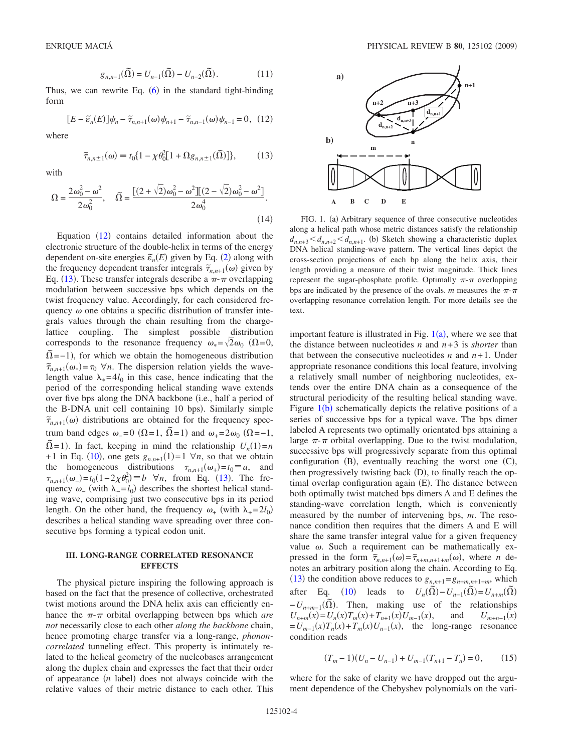$$g_{n,n-1}(\tilde{\Omega}) = U_{n-1}(\tilde{\Omega}) - U_{n-2}(\tilde{\Omega}). \quad (11)$$

Thus, we can rewrite Eq. (6) in the standard tight-binding form

$$[E - \tilde{\varepsilon}_n(E)]\psi_n - \tilde{\tau}_{n,n+1}(\omega)\psi_{n+1} - \tilde{\tau}_{n,n-1}(\omega)\psi_{n-1} = 0, \quad (12)$$

where

$$\tilde{\tau}_{n,n\pm 1}(\omega) \equiv t_0\{1 - \chi\theta_0^2[1 + \Omega g_{n,n\pm 1}(\tilde{\Omega})]\}, \quad (13)$$

with

$$\Omega = \frac{2\omega_0^2 - \omega^2}{2\omega_0^2}, \quad \tilde{\Omega} = \frac{[(2+\sqrt{2})\omega_0^2 - \omega^2][(2-\sqrt{2})\omega_0^2 - \omega^2]}{2\omega_0^4}. \quad (14)$$

Equation (12) contains detailed information about the electronic structure of the double-helix in terms of the energy dependent on-site energies $\tilde{\varepsilon}_n(E)$ given by Eq. (2) along with the frequency dependent transfer integrals $\tilde{\tau}_{n,n+1}(\omega)$ given by Eq. (13). These transfer integrals describe a $\pi$-$\pi$ overlapping modulation between successive bps which depends on the twist frequency value. Accordingly, for each considered frequency $\omega$ one obtains a specific distribution of transfer integrals values through the chain resulting from the charge-lattice coupling. The simplest possible distribution corresponds to the resonance frequency $\omega_* = \sqrt{2}\omega_0$ ($\Omega = 0$, $\tilde{\Omega} = -1$), for which we obtain the homogeneous distribution $\tilde{\tau}_{n,n+1}(\omega_*) = \tau_0$ $\forall n$. The dispersion relation yields the wavelength value $\lambda_* = 4l_0$ in this case, hence indicating that the period of the corresponding helical standing wave extends over five bps along the DNA backbone (i.e., half a period of the B-DNA unit cell containing 10 bps). Similarly simple $\tilde{\tau}_{n,n+1}(\omega)$ distributions are obtained for the frequency spectrum band edges $\omega_- = 0$ ($\Omega = 1$, $\tilde{\Omega} = 1$) and $\omega_+ = 2\omega_0$ ($\Omega = -1$, $\tilde{\Omega} = 1$). In fact, keeping in mind the relationship $U_n(1) = n + 1$ in Eq. (10), one gets $g_{n,n+1}(1) = 1$ $\forall n$, so that we obtain the homogeneous distributions $\tau_{n,n+1}(\omega_+) = t_0 \equiv a$, and $\tau_{n,n+1}(\omega_-) = t_0(1 - 2\chi\theta_0^2) \equiv b$ $\forall n$, from Eq. (13). The frequency $\omega_-$ (with $\lambda_- = l_0$) describes the shortest helical standing wave, comprising just two consecutive bps in its period length. On the other hand, the frequency $\omega_+$ (with $\lambda_+ = 2l_0$) describes a helical standing wave spreading over three consecutive bps forming a typical codon unit.

### III. LONG-RANGE CORRELATED RESONANCE EFFECTS

The physical picture inspiring the following approach is based on the fact that the presence of collective, orchestrated twist motions around the DNA helix axis can efficiently enhance the $\pi$-$\pi$ orbital overlapping between bps which *are not* necessarily close to each other *along the backbone* chain, hence promoting charge transfer via a long-range, *phonon-correlated* tunneling effect. This property is intimately related to the helical geometry of the nucleobases arrangement along the duplex chain and expresses the fact that their order of appearance ($n$ label) does not always coincide with the relative values of their metric distance to each other. This important feature is illustrated in Fig. 1(a), where we see that the distance between nucleotides $n$ and $n+3$ is *shorter* than that between the consecutive nucleotides $n$ and $n+1$. Under appropriate resonance conditions this local feature, involving a relatively small number of neighboring nucleotides, extends over the entire DNA chain as a consequence of the structural periodicity of the resulting helical standing wave. Figure 1(b) schematically depicts the relative positions of a series of successive bps for a typical wave. The bps dimer labeled A represents two optimally orientated bps attaining a large $\pi$-$\pi$ orbital overlapping. Due to the twist modulation, successive bps will progressively separate from this optimal configuration (B), eventually reaching the worst one (C), then progressively twisting back (D), to finally reach the optimal overlap configuration again (E). The distance between both optimally twist matched bps dimers A and E defines the standing-wave correlation length, which is conveniently measured by the number of intervening bps, $m$. The resonance condition then requires that the dimers A and E will share the same transfer integral value for a given frequency value $\omega$. Such a requirement can be mathematically expressed in the form $\tilde{\tau}_{n,n+1}(\omega) = \tilde{\tau}_{n+m,n+1+m}(\omega)$, where $n$ denotes an arbitrary position along the chain. According to Eq. (13) the condition above reduces to $g_{n,n+1} = g_{n+m,n+1+m}$, which after Eq. (10) leads to $U_n(\tilde{\Omega}) - U_{n-1}(\tilde{\Omega}) = U_{n+m}(\tilde{\Omega}) - U_{n+m-1}(\tilde{\Omega})$. Then, making use of the relationships $U_{n+m}(x) = U_n(x)T_m(x) + T_{n+1}(x)U_{m-1}(x)$, and $U_{m+n-1}(x) = U_{m-1}(x)T_n(x) + T_m(x)U_{n-1}(x)$, the long-range resonance condition reads

$$(T_m - 1)(U_n - U_{n-1}) + U_{m-1}(T_{n+1} - T_n) = 0, \quad (15)$$

where for the sake of clarity we have dropped out the argument dependence of the Chebyshev polynomials on the vari-

FIG. 1. (a) Arbitrary sequence of three consecutive nucleotides along a helical path whose metric distances satisfy the relationship $d_{n,n+3} < d_{n,n+2} < d_{n,n+1}$. (b) Sketch showing a characteristic duplex DNA helical standing-wave pattern. The vertical lines depict the cross-section projections of each bp along the helix axis, their length providing a measure of their twist magnitude. Thick lines represent the sugar-phosphate profile. Optimally $\pi$-$\pi$ overlapping bps are indicated by the presence of the ovals. $m$ measures the $\pi$-$\pi$ overlapping resonance correlation length. For more details see the text.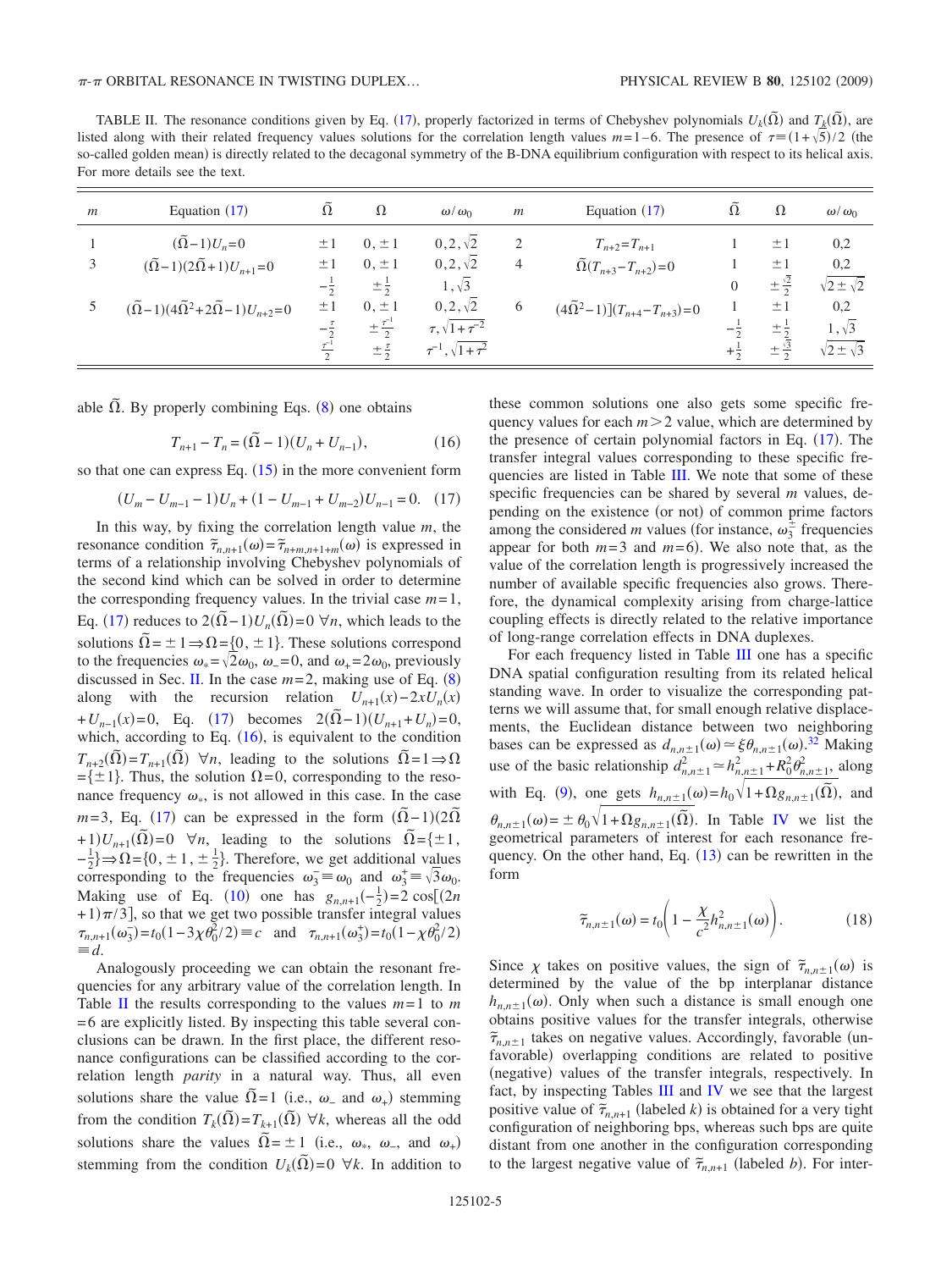TABLE II. The resonance conditions given by Eq. (17), properly factorized in terms of Chebyshev polynomials $U_k(\tilde{\Omega})$ and $T_k(\tilde{\Omega})$, are listed along with their related frequency values solutions for the correlation length values $m=1$–6. The presence of $\tau \equiv (1+\sqrt{5})/2$ (the so-called golden mean) is directly related to the decagonal symmetry of the B-DNA equilibrium configuration with respect to its helical axis. For more details see the text.

| $m$ | Equation (17) | $\tilde{\Omega}$ | $\Omega$ | $\omega/\omega_0$ | $m$ | Equation (17) | $\tilde{\Omega}$ | $\Omega$ | $\omega/\omega_0$ |
|---|---|---|---|---|---|---|---|---|---|
| 1 | $(\tilde{\Omega}-1)U_n=0$ | $\pm 1$ | $0,\pm 1$ | $0,2,\sqrt{2}$ | 2 | $T_{n+2}=T_{n+1}$ | 1 | $\pm 1$ | 0,2 |
| 3 | $(\tilde{\Omega}-1)(2\tilde{\Omega}+1)U_{n+1}=0$ | $\pm 1$ | $0,\pm 1$ | $0,2,\sqrt{2}$ | 4 | $\tilde{\Omega}(T_{n+3}-T_{n+2})=0$ | 1 | $\pm 1$ | 0,2 |
| | | $-\frac{1}{2}$ | $\pm\frac{1}{2}$ | $1,\sqrt{3}$ | | | 0 | $\pm\frac{\sqrt{2}}{2}$ | $\sqrt{2\pm\sqrt{2}}$ |
| 5 | $(\tilde{\Omega}-1)(4\tilde{\Omega}^2+2\tilde{\Omega}-1)U_{n+2}=0$ | $\pm 1$ | $0,\pm 1$ | $0,2,\sqrt{2}$ | 6 | $(4\tilde{\Omega}^2-1)](T_{n+4}-T_{n+3})=0$ | 1 | $\pm 1$ | 0,2 |
| | | $-\frac{\tau}{2}$ | $\pm\frac{\tau^{-1}}{2}$ | $\tau,\sqrt{1+\tau^{-2}}$ | | | $-\frac{1}{2}$ | $\pm\frac{1}{2}$ | $1,\sqrt{3}$ |
| | | $\frac{\tau^{-1}}{2}$ | $\pm\frac{\tau}{2}$ | $\tau^{-1},\sqrt{1+\tau^{2}}$ | | | $+\frac{1}{2}$ | $\pm\frac{\sqrt{3}}{2}$ | $\sqrt{2\pm\sqrt{3}}$ |

able $\tilde{\Omega}$. By properly combining Eqs. (8) one obtains

$$T_{n+1} - T_n = (\tilde{\Omega}-1)(U_n + U_{n-1}), \tag{16}$$

so that one can express Eq. (15) in the more convenient form

$$(U_m - U_{m-1} - 1)U_n + (1 - U_{m-1} + U_{m-2})U_{n-1} = 0. \tag{17}$$

In this way, by fixing the correlation length value $m$, the resonance condition $\tilde{\tau}_{n,n+1}(\omega)=\tilde{\tau}_{n+m,n+1+m}(\omega)$ is expressed in terms of a relationship involving Chebyshev polynomials of the second kind which can be solved in order to determine the corresponding frequency values. In the trivial case $m=1$, Eq. (17) reduces to $2(\tilde{\Omega}-1)U_n(\tilde{\Omega})=0\ \forall n$, which leads to the solutions $\tilde{\Omega}=\pm 1 \Rightarrow \Omega=\{0,\pm 1\}$. These solutions correspond to the frequencies $\omega_* = \sqrt{2}\omega_0$, $\omega_-=0$, and $\omega_+=2\omega_0$, previously discussed in Sec. II. In the case $m=2$, making use of Eq. (8) along with the recursion relation $U_{n+1}(x)-2xU_n(x)+U_{n-1}(x)=0$, Eq. (17) becomes $2(\tilde{\Omega}-1)(U_{n+1}+U_n)=0$, which, according to Eq. (16), is equivalent to the condition $T_{n+2}(\tilde{\Omega})=T_{n+1}(\tilde{\Omega})\ \forall n$, leading to the solutions $\tilde{\Omega}=1 \Rightarrow \Omega=\{\pm 1\}$. Thus, the solution $\Omega=0$, corresponding to the resonance frequency $\omega_*$, is not allowed in this case. In the case $m=3$, Eq. (17) can be expressed in the form $(\tilde{\Omega}-1)(2\tilde{\Omega}+1)U_{n+1}(\tilde{\Omega})=0\ \forall n$, leading to the solutions $\tilde{\Omega}=\{1,-\frac{1}{2}\} \Rightarrow \Omega=\{0,\pm 1,\pm\frac{1}{2}\}$. Therefore, we get additional values corresponding to the frequencies $\omega_3^- \equiv \omega_0$ and $\omega_3^+ \equiv \sqrt{3}\omega_0$. Making use of Eq. (10) one has $g_{n,n+1}(-\frac{1}{2})=2\cos[(2n+1)\pi/3]$, so that we get two possible transfer integral values $\tau_{n,n+1}(\omega_3^-)=t_0(1-3\chi\theta_0^2/2)\equiv c$ and $\tau_{n,n+1}(\omega_3^+)=t_0(1-\chi\theta_0^2/2)\equiv d$.

Analogously proceeding we can obtain the resonant frequencies for any arbitrary value of the correlation length. In Table II the results corresponding to the values $m=1$ to $m=6$ are explicitly listed. By inspecting this table several conclusions can be drawn. In the first place, the different resonance configurations can be classified according to the correlation length *parity* in a natural way. Thus, all even solutions share the value $\tilde{\Omega}=1$ (i.e., $\omega_-$ and $\omega_+$) stemming from the condition $T_k(\tilde{\Omega})=T_{k+1}(\tilde{\Omega})\ \forall k$, whereas all the odd solutions share the values $\tilde{\Omega}=\pm 1$ (i.e., $\omega_*$, $\omega_-$, and $\omega_+$) stemming from the condition $U_k(\tilde{\Omega})=0\ \forall k$. In addition to these common solutions one also gets some specific frequency values for each $m>2$ value, which are determined by the presence of certain polynomial factors in Eq. (17). The transfer integral values corresponding to these specific frequencies are listed in Table III. We note that some of these specific frequencies can be shared by several $m$ values, depending on the existence (or not) of common prime factors among the considered $m$ values (for instance, $\omega_3^{\mp}$ frequencies appear for both $m=3$ and $m=6$). We also note that, as the value of the correlation length is progressively increased the number of available specific frequencies also grows. Therefore, the dynamical complexity arising from charge-lattice coupling effects is directly related to the relative importance of long-range correlation effects in DNA duplexes.

For each frequency listed in Table III one has a specific DNA spatial configuration resulting from its related helical standing wave. In order to visualize the corresponding patterns we will assume that, for small enough relative displacements, the Euclidean distance between two neighboring bases can be expressed as $d_{n,n\pm1}(\omega) \simeq \xi\theta_{n,n\pm1}(\omega)$.[32] Making use of the basic relationship $d_{n,n\pm1}^2 \simeq h_{n,n\pm1}^2 + R_0^2\theta_{n,n\pm1}^2$, along with Eq. (9), one gets $h_{n,n\pm1}(\omega)=h_0\sqrt{1+\Omega g_{n,n\pm1}(\tilde{\Omega})}$, and $\theta_{n,n\pm1}(\omega)=\pm\theta_0\sqrt{1+\Omega g_{n,n\pm1}(\tilde{\Omega})}$. In Table IV we list the geometrical parameters of interest for each resonance frequency. On the other hand, Eq. (13) can be rewritten in the form

$$\tilde{\tau}_{n,n\pm1}(\omega) = t_0\left(1 - \frac{\chi}{c^2}h_{n,n\pm1}^2(\omega)\right). \tag{18}$$

Since $\chi$ takes on positive values, the sign of $\tilde{\tau}_{n,n\pm1}(\omega)$ is determined by the value of the bp interplanar distance $h_{n,n\pm1}(\omega)$. Only when such a distance is small enough one obtains positive values for the transfer integrals, otherwise $\tilde{\tau}_{n,n\pm1}$ takes on negative values. Accordingly, favorable (unfavorable) overlapping conditions are related to positive (negative) values of the transfer integrals, respectively. In fact, by inspecting Tables III and IV we see that the largest positive value of $\tilde{\tau}_{n,n+1}$ (labeled $k$) is obtained for a very tight configuration of neighboring bps, whereas such bps are quite distant from one another in the configuration corresponding to the largest negative value of $\tilde{\tau}_{n,n+1}$ (labeled $b$). For inter-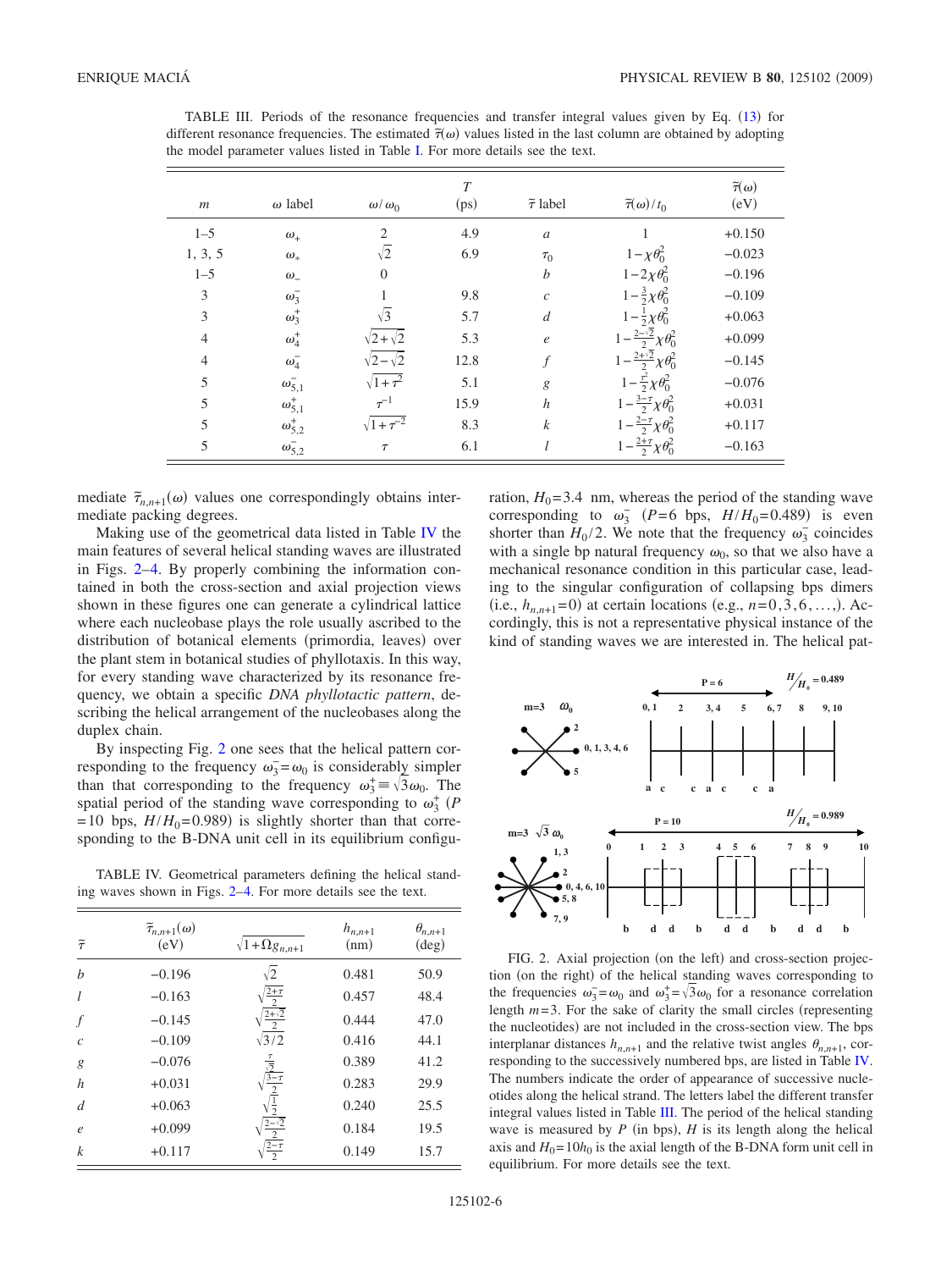TABLE III. Periods of the resonance frequencies and transfer integral values given by Eq. (13) for different resonance frequencies. The estimated $\bar{\tau}(\omega)$ values listed in the last column are obtained by adopting the model parameter values listed in Table I. For more details see the text.

| $m$ | $\omega$ label | $\omega/\omega_0$ | $T$ (ps) | $\bar{\tau}$ label | $\bar{\tau}(\omega)/t_0$ | $\bar{\tau}(\omega)$ (eV) |
|---|---|---|---|---|---|---|
| 1–5 | $\omega_+$ | 2 | 4.9 | $a$ | 1 | +0.150 |
| 1, 3, 5 | $\omega_*$ | $\sqrt{2}$ | 6.9 | $\tau_0$ | $1-\chi\theta_0^2$ | −0.023 |
| 1–5 | $\omega_-$ | 0 | | $b$ | $1-2\chi\theta_0^2$ | −0.196 |
| 3 | $\omega_3^-$ | 1 | 9.8 | $c$ | $1-\frac{3}{2}\chi\theta_0^2$ | −0.109 |
| 3 | $\omega_3^+$ | $\sqrt{3}$ | 5.7 | $d$ | $1-\frac{1}{2}\chi\theta_0^2$ | +0.063 |
| 4 | $\omega_4^+$ | $\sqrt{2+\sqrt{2}}$ | 5.3 | $e$ | $1-\frac{2-\sqrt{2}}{2}\chi\theta_0^2$ | +0.099 |
| 4 | $\omega_4^-$ | $\sqrt{2-\sqrt{2}}$ | 12.8 | $f$ | $1-\frac{2+\sqrt{2}}{2}\chi\theta_0^2$ | −0.145 |
| 5 | $\omega_{5,1}^-$ | $\sqrt{1+\tau^2}$ | 5.1 | $g$ | $1-\frac{\tau^2}{2}\chi\theta_0^2$ | −0.076 |
| 5 | $\omega_{5,1}^+$ | $\tau^{-1}$ | 15.9 | $h$ | $1-\frac{3-\tau}{2}\chi\theta_0^2$ | +0.031 |
| 5 | $\omega_{5,2}^+$ | $\sqrt{1+\tau^{-2}}$ | 8.3 | $k$ | $1-\frac{2-\tau}{2}\chi\theta_0^2$ | +0.117 |
| 5 | $\omega_{5,2}^-$ | $\tau$ | 6.1 | $l$ | $1-\frac{2+\tau}{2}\chi\theta_0^2$ | −0.163 |

mediate $\bar{\tau}_{n,n+1}(\omega)$ values one correspondingly obtains intermediate packing degrees.

Making use of the geometrical data listed in Table IV the main features of several helical standing waves are illustrated in Figs. 2–4. By properly combining the information contained in both the cross-section and axial projection views shown in these figures one can generate a cylindrical lattice where each nucleobase plays the role usually ascribed to the distribution of botanical elements (primordia, leaves) over the plant stem in botanical studies of phyllotaxis. In this way, for every standing wave characterized by its resonance frequency, we obtain a specific *DNA phyllotactic pattern*, describing the helical arrangement of the nucleobases along the duplex chain.

By inspecting Fig. 2 one sees that the helical pattern corresponding to the frequency $\omega_3^-=\omega_0$ is considerably simpler than that corresponding to the frequency $\omega_3^+\equiv\sqrt{3}\omega_0$. The spatial period of the standing wave corresponding to $\omega_3^+$ ($P=10$ bps, $H/H_0=0.989$) is slightly shorter than that corresponding to the B-DNA unit cell in its equilibrium configuration, $H_0=3.4$ nm, whereas the period of the standing wave corresponding to $\omega_3^-$ ($P=6$ bps, $H/H_0=0.489$) is even shorter than $H_0/2$. We note that the frequency $\omega_3^-$ coincides with a single bp natural frequency $\omega_0$, so that we also have a mechanical resonance condition in this particular case, leading to the singular configuration of collapsing bps dimers (i.e., $h_{n,n+1}=0$) at certain locations (e.g., $n=0,3,6,\ldots,$). Accordingly, this is not a representative physical instance of the kind of standing waves we are interested in. The helical pat-

TABLE IV. Geometrical parameters defining the helical standing waves shown in Figs. 2–4. For more details see the text.

| $\bar{\tau}$ | $\bar{\tau}_{n,n+1}(\omega)$ (eV) | $\sqrt{1+\Omega g_{n,n+1}}$ | $h_{n,n+1}$ (nm) | $\theta_{n,n+1}$ (deg) |
|---|---|---|---|---|
| $b$ | −0.196 | $\sqrt{2}$ | 0.481 | 50.9 |
| $l$ | −0.163 | $\sqrt{\frac{2+\tau}{2}}$ | 0.457 | 48.4 |
| $f$ | −0.145 | $\sqrt{\frac{2+\sqrt{2}}{2}}$ | 0.444 | 47.0 |
| $c$ | −0.109 | $\sqrt{3/2}$ | 0.416 | 44.1 |
| $g$ | −0.076 | $\frac{\tau}{\sqrt{2}}$ | 0.389 | 41.2 |
| $h$ | +0.031 | $\sqrt{\frac{3-\tau}{2}}$ | 0.283 | 29.9 |
| $d$ | +0.063 | $\sqrt{\frac{1}{2}}$ | 0.240 | 25.5 |
| $e$ | +0.099 | $\sqrt{\frac{2-\sqrt{2}}{2}}$ | 0.184 | 19.5 |
| $k$ | +0.117 | $\sqrt{\frac{2-\tau}{2}}$ | 0.149 | 15.7 |

FIG. 2. Axial projection (on the left) and cross-section projection (on the right) of the helical standing waves corresponding to the frequencies $\omega_3^-=\omega_0$ and $\omega_3^+=\sqrt{3}\omega_0$ for a resonance correlation length $m=3$. For the sake of clarity the small circles (representing the nucleotides) are not included in the cross-section view. The bps interplanar distances $h_{n,n+1}$ and the relative twist angles $\theta_{n,n+1}$, corresponding to the successively numbered bps, are listed in Table IV. The numbers indicate the order of appearance of successive nucleotides along the helical strand. The letters label the different transfer integral values listed in Table III. The period of the helical standing wave is measured by $P$ (in bps), $H$ is its length along the helical axis and $H_0=10h_0$ is the axial length of the B-DNA form unit cell in equilibrium. For more details see the text.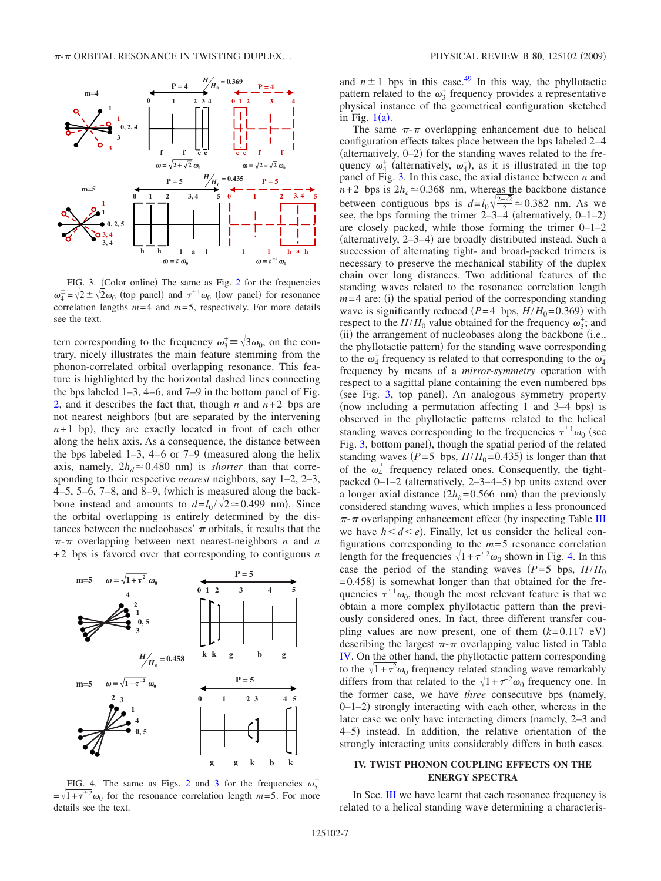FIG. 3. (Color online) The same as Fig. 2 for the frequencies $\omega_4^{\pm}=\sqrt{2\pm\sqrt{2}}\omega_0$ (top panel) and $\tau^{\pm1}\omega_0$ (low panel) for resonance correlation lengths $m=4$ and $m=5$, respectively. For more details see the text.

tern corresponding to the frequency $\omega_3^{+}\equiv\sqrt{3}\omega_0$, on the contrary, nicely illustrates the main feature stemming from the phonon-correlated orbital overlapping resonance. This feature is highlighted by the horizontal dashed lines connecting the bps labeled 1–3, 4–6, and 7–9 in the bottom panel of Fig. 2, and it describes the fact that, though $n$ and $n+2$ bps are not nearest neighbors (but are separated by the intervening $n+1$ bp), they are exactly located in front of each other along the helix axis. As a consequence, the distance between the bps labeled 1–3, 4–6 or 7–9 (measured along the helix axis, namely, $2h_d \simeq 0.480$ nm) is *shorter* than that corresponding to their respective *nearest* neighbors, say 1–2, 2–3, 4–5, 5–6, 7–8, and 8–9, (which is measured along the backbone instead and amounts to $d=l_0/\sqrt{2}\simeq 0.499$ nm). Since the orbital overlapping is entirely determined by the distances between the nucleobases' $\pi$ orbitals, it results that the $\pi$-$\pi$ overlapping between next nearest-neighbors $n$ and $n+2$ bps is favored over that corresponding to contiguous $n$ and $n\pm1$ bps in this case.[49] In this way, the phyllotactic pattern related to the $\omega_3^{+}$ frequency provides a representative physical instance of the geometrical configuration sketched in Fig. 1(a).

The same $\pi$-$\pi$ overlapping enhancement due to helical configuration effects takes place between the bps labeled 2–4 (alternatively, 0–2) for the standing waves related to the frequency $\omega_4^{+}$ (alternatively, $\omega_4^{-}$), as it is illustrated in the top panel of Fig. 3. In this case, the axial distance between $n$ and $n+2$ bps is $2h_e \simeq 0.368$ nm, whereas the backbone distance between contiguous bps is $d=l_0\sqrt{\frac{2-\sqrt{2}}{2}}\simeq 0.382$ nm. As we see, the bps forming the trimer 2–3–4 (alternatively, 0–1–2) are closely packed, while those forming the trimer 0–1–2 (alternatively, 2–3–4) are broadly distributed instead. Such a succession of alternating tight- and broad-packed trimers is necessary to preserve the mechanical stability of the duplex chain over long distances. Two additional features of the standing waves related to the resonance correlation length $m=4$ are: (i) the spatial period of the corresponding standing wave is significantly reduced ($P=4$ bps, $H/H_0=0.369$) with respect to the $H/H_0$ value obtained for the frequency $\omega_3^{+}$; and (ii) the arrangement of nucleobases along the backbone (i.e., the phyllotactic pattern) for the standing wave corresponding to the $\omega_4^{+}$ frequency is related to that corresponding to the $\omega_4^{-}$ frequency by means of a *mirror-symmetry* operation with respect to a sagittal plane containing the even numbered bps (see Fig. 3, top panel). An analogous symmetry property (now including a permutation affecting 1 and 3–4 bps) is observed in the phyllotactic patterns related to the helical standing waves corresponding to the frequencies $\tau^{\pm1}\omega_0$ (see Fig. 3, bottom panel), though the spatial period of the related standing waves ($P=5$ bps, $H/H_0=0.435$) is longer than that of the $\omega_4^{\pm}$ frequency related ones. Consequently, the tight-packed 0–1–2 (alternatively, 2–3–4–5) bp units extend over a longer axial distance ($2h_h=0.566$ nm) than the previously considered standing waves, which implies a less pronounced $\pi$-$\pi$ overlapping enhancement effect (by inspecting Table III we have $h<d<e$). Finally, let us consider the helical configurations corresponding to the $m=5$ resonance correlation length for the frequencies $\sqrt{1+\tau^{\pm2}}\omega_0$ shown in Fig. 4. In this case the period of the standing waves ($P=5$ bps, $H/H_0=0.458$) is somewhat longer than that obtained for the frequencies $\tau^{\pm1}\omega_0$, though the most relevant feature is that we obtain a more complex phyllotactic pattern than the previously considered ones. In fact, three different transfer coupling values are now present, one of them ($k=0.117$ eV) describing the largest $\pi$-$\pi$ overlapping value listed in Table IV. On the other hand, the phyllotactic pattern corresponding to the $\sqrt{1+\tau^{2}}\omega_0$ frequency related standing wave remarkably differs from that related to the $\sqrt{1+\tau^{-2}}\omega_0$ frequency one. In the former case, we have *three* consecutive bps (namely, 0–1–2) strongly interacting with each other, whereas in the later case we only have interacting dimers (namely, 2–3 and 4–5) instead. In addition, the relative orientation of the strongly interacting units considerably differs in both cases.

FIG. 4. The same as Figs. 2 and 3 for the frequencies $\omega_5^{\pm}=\sqrt{1+\tau^{\pm2}}\omega_0$ for the resonance correlation length $m=5$. For more details see the text.

## IV. TWIST PHONON COUPLING EFFECTS ON THE ENERGY SPECTRA

In Sec. III we have learnt that each resonance frequency is related to a helical standing wave determining a characteris-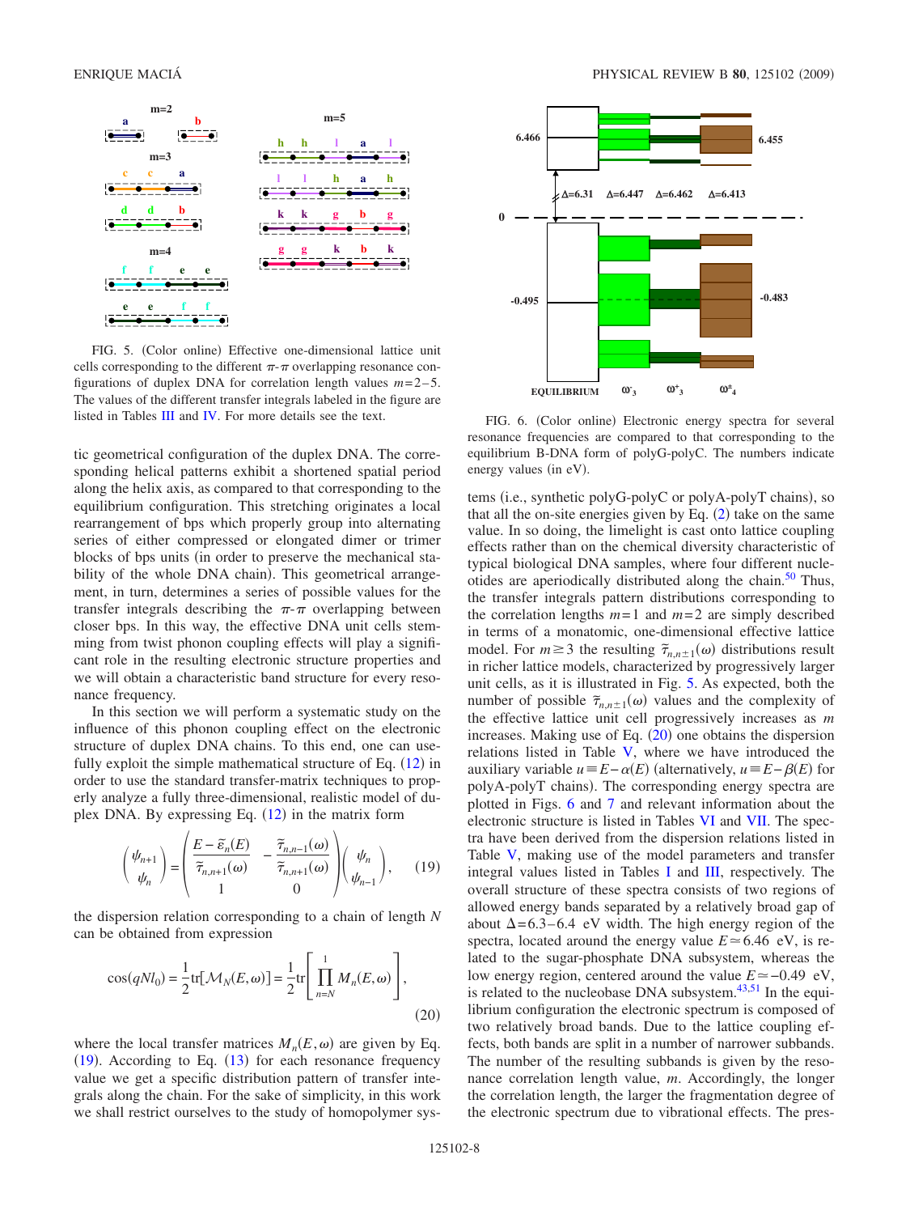FIG. 5. (Color online) Effective one-dimensional lattice unit cells corresponding to the different $\pi$-$\pi$ overlapping resonance configurations of duplex DNA for correlation length values $m=2$–5. The values of the different transfer integrals labeled in the figure are listed in Tables III and IV. For more details see the text.

tic geometrical configuration of the duplex DNA. The corresponding helical patterns exhibit a shortened spatial period along the helix axis, as compared to that corresponding to the equilibrium configuration. This stretching originates a local rearrangement of bps which properly group into alternating series of either compressed or elongated dimer or trimer blocks of bps units (in order to preserve the mechanical stability of the whole DNA chain). This geometrical arrangement, in turn, determines a series of possible values for the transfer integrals describing the $\pi$-$\pi$ overlapping between closer bps. In this way, the effective DNA unit cells stemming from twist phonon coupling effects will play a significant role in the resulting electronic structure properties and we will obtain a characteristic band structure for every resonance frequency.

In this section we will perform a systematic study on the influence of this phonon coupling effect on the electronic structure of duplex DNA chains. To this end, one can usefully exploit the simple mathematical structure of Eq. (12) in order to use the standard transfer-matrix techniques to properly analyze a fully three-dimensional, realistic model of duplex DNA. By expressing Eq. (12) in the matrix form

$$\begin{pmatrix} \psi_{n+1} \\ \psi_n \end{pmatrix} = \begin{pmatrix} \dfrac{E-\tilde{\varepsilon}_n(E)}{\tilde{\tau}_{n,n+1}(\omega)} & -\dfrac{\tilde{\tau}_{n,n-1}(\omega)}{\tilde{\tau}_{n,n+1}(\omega)} \\ 1 & 0 \end{pmatrix} \begin{pmatrix} \psi_n \\ \psi_{n-1} \end{pmatrix}, \qquad (19)$$

the dispersion relation corresponding to a chain of length $N$ can be obtained from expression

$$\cos(qNl_0) = \frac{1}{2}\mathrm{tr}[\mathcal{M}_N(E,\omega)] = \frac{1}{2}\mathrm{tr}\left[\prod_{n=N}^{1} M_n(E,\omega)\right], \qquad (20)$$

where the local transfer matrices $M_n(E,\omega)$ are given by Eq. (19). According to Eq. (13) for each resonance frequency value we get a specific distribution pattern of transfer integrals along the chain. For the sake of simplicity, in this work we shall restrict ourselves to the study of homopolymer systems (i.e., synthetic polyG-polyC or polyA-polyT chains), so that all the on-site energies given by Eq. (2) take on the same value. In so doing, the limelight is cast onto lattice coupling effects rather than on the chemical diversity characteristic of typical biological DNA samples, where four different nucleotides are aperiodically distributed along the chain.[50] Thus, the transfer integrals pattern distributions corresponding to the correlation lengths $m=1$ and $m=2$ are simply described in terms of a monatomic, one-dimensional effective lattice model. For $m \geq 3$ the resulting $\tilde{\tau}_{n,n\pm1}(\omega)$ distributions result in richer lattice models, characterized by progressively larger unit cells, as it is illustrated in Fig. 5. As expected, both the number of possible $\tilde{\tau}_{n,n\pm1}(\omega)$ values and the complexity of the effective lattice unit cell progressively increases as $m$ increases. Making use of Eq. (20) one obtains the dispersion relations listed in Table V, where we have introduced the auxiliary variable $u \equiv E-\alpha(E)$ (alternatively, $u \equiv E-\beta(E)$ for polyA-polyT chains). The corresponding energy spectra are plotted in Figs. 6 and 7 and relevant information about the electronic structure is listed in Tables VI and VII. The spectra have been derived from the dispersion relations listed in Table V, making use of the model parameters and transfer integral values listed in Tables I and III, respectively. The overall structure of these spectra consists of two regions of allowed energy bands separated by a relatively broad gap of about $\Delta=6.3$–6.4 eV width. The high energy region of the spectra, located around the energy value $E \simeq 6.46$ eV, is related to the sugar-phosphate DNA subsystem, whereas the low energy region, centered around the value $E \simeq -0.49$ eV, is related to the nucleobase DNA subsystem.[43,51] In the equilibrium configuration the electronic spectrum is composed of two relatively broad bands. Due to the lattice coupling effects, both bands are split in a number of narrower subbands. The number of the resulting subbands is given by the resonance correlation length value, $m$. Accordingly, the longer the correlation length, the larger the fragmentation degree of the electronic spectrum due to vibrational effects. The pres-

FIG. 6. (Color online) Electronic energy spectra for several resonance frequencies are compared to that corresponding to the equilibrium B-DNA form of polyG-polyC. The numbers indicate energy values (in eV).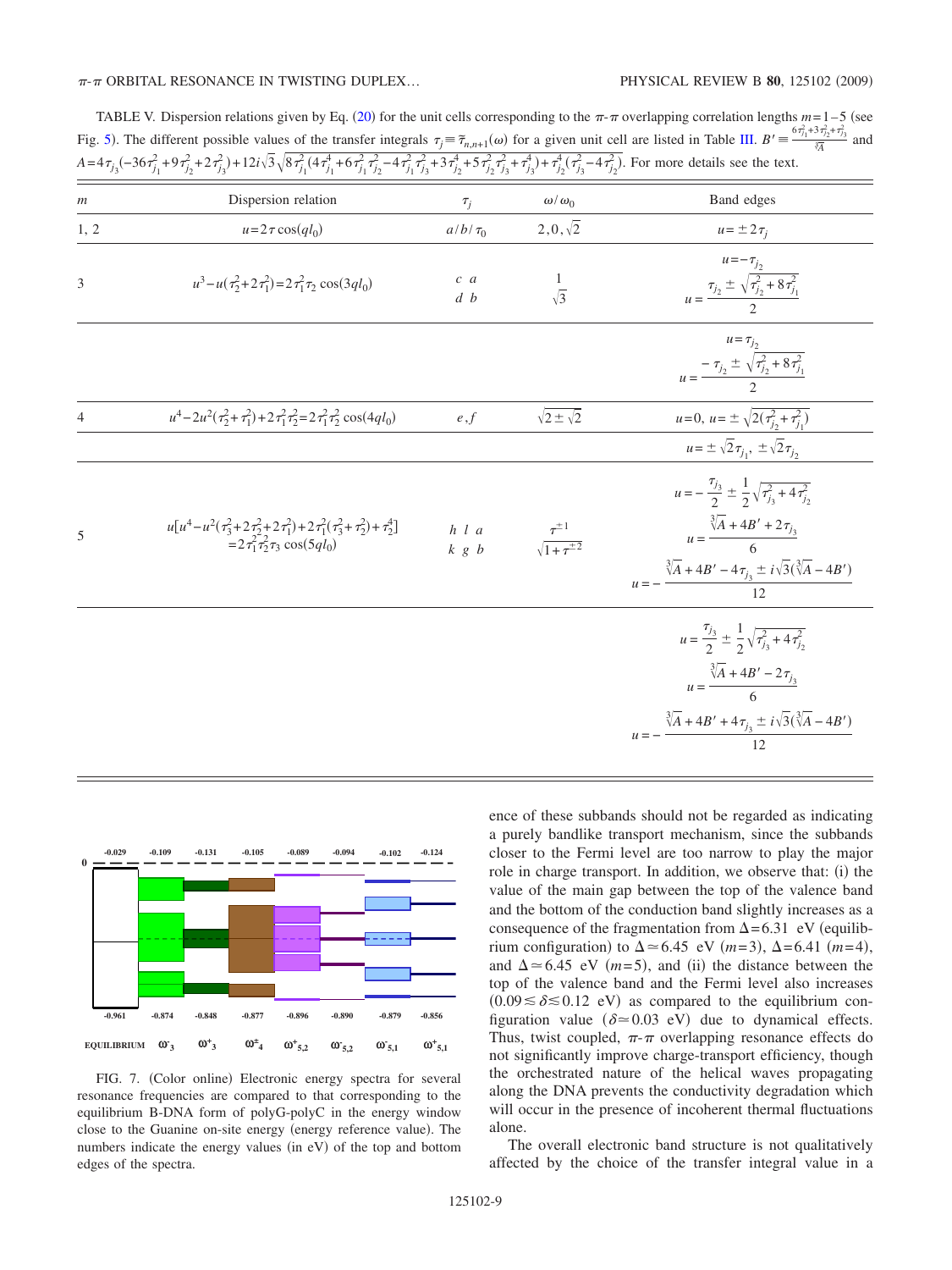TABLE V. Dispersion relations given by Eq. (20) for the unit cells corresponding to the $\pi$-$\pi$ overlapping correlation lengths $m=1-5$ (see Fig. 5). The different possible values of the transfer integrals $\tau_j \equiv \tilde{\tau}_{n,n+1}(\omega)$ for a given unit cell are listed in Table III. $B' \equiv \frac{6\tau_{j_1}^2+3\tau_{j_2}^2+\tau_{j_3}^2}{\sqrt[3]{A}}$ and $A=4\tau_{j_3}(-36\tau_{j_1}^2+9\tau_{j_2}^2+2\tau_{j_3}^2)+12i\sqrt{3}\sqrt{8\tau_{j_1}^2(4\tau_{j_1}^4+6\tau_{j_1}^2\tau_{j_2}^2-4\tau_{j_1}^2\tau_{j_3}^2+3\tau_{j_2}^4+5\tau_{j_2}^2\tau_{j_3}^2+\tau_{j_3}^4)+\tau_{j_2}^4(\tau_{j_3}^2-4\tau_{j_2}^2)}$. For more details see the text.

| $m$ | Dispersion relation | $\tau_j$ | $\omega/\omega_0$ | Band edges |
|---|---|---|---|---|
| 1, 2 | $u=2\tau\cos(ql_0)$ | $a/b/\tau_0$ | $2, 0, \sqrt{2}$ | $u=\pm 2\tau_j$ |
| 3 | $u^3-u(\tau_2^2+2\tau_1^2)=2\tau_1^2\tau_2\cos(3ql_0)$ | $c$ $a$ / $d$ $b$ | $1$ / $\sqrt{3}$ | $u=-\tau_{j_2}$; $u=\dfrac{\tau_{j_2}\pm\sqrt{\tau_{j_2}^2+8\tau_{j_1}^2}}{2}$ |
| | | | | $u=\tau_{j_2}$; $u=\dfrac{-\tau_{j_2}\pm\sqrt{\tau_{j_2}^2+8\tau_{j_1}^2}}{2}$ |
| 4 | $u^4-2u^2(\tau_2^2+\tau_1^2)+2\tau_1^2\tau_2^2=2\tau_1^2\tau_2^2\cos(4ql_0)$ | $e, f$ | $\sqrt{2\pm\sqrt{2}}$ | $u=0$, $u=\pm\sqrt{2(\tau_{j_2}^2+\tau_{j_1}^2)}$ |
| | | | | $u=\pm\sqrt{2}\tau_{j_1}$, $\pm\sqrt{2}\tau_{j_2}$ |
| 5 | $u[u^4-u^2(\tau_3^2+2\tau_2^2+2\tau_1^2)+2\tau_1^2(\tau_3^2+\tau_2^2)+\tau_2^4]$ $=2\tau_1^2\tau_2^2\tau_3\cos(5ql_0)$ | $h$ $l$ $a$ / $k$ $g$ $b$ | $\tau^{\pm 1}$ / $\sqrt{1+\tau^{\pm 2}}$ | $u=-\dfrac{\tau_{j_3}}{2}\pm\dfrac{1}{2}\sqrt{\tau_{j_3}^2+4\tau_{j_2}^2}$; $u=\dfrac{\sqrt[3]{A}+4B'+2\tau_{j_3}}{6}$; $u=-\dfrac{\sqrt[3]{A}+4B'-4\tau_{j_3}\pm i\sqrt{3}(\sqrt[3]{A}-4B')}{12}$ |
| | | | | $u=\dfrac{\tau_{j_3}}{2}\pm\dfrac{1}{2}\sqrt{\tau_{j_3}^2+4\tau_{j_2}^2}$; $u=\dfrac{\sqrt[3]{A}+4B'-2\tau_{j_3}}{6}$; $u=-\dfrac{\sqrt[3]{A}+4B'+4\tau_{j_3}\pm i\sqrt{3}(\sqrt[3]{A}-4B')}{12}$ |

FIG. 7. (Color online) Electronic energy spectra for several resonance frequencies are compared to that corresponding to the equilibrium B-DNA form of polyG-polyC in the energy window close to the Guanine on-site energy (energy reference value). The numbers indicate the energy values (in eV) of the top and bottom edges of the spectra.

ence of these subbands should not be regarded as indicating a purely bandlike transport mechanism, since the subbands closer to the Fermi level are too narrow to play the major role in charge transport. In addition, we observe that: (i) the value of the main gap between the top of the valence band and the bottom of the conduction band slightly increases as a consequence of the fragmentation from $\Delta=6.31$ eV (equilibrium configuration) to $\Delta \simeq 6.45$ eV ($m=3$), $\Delta=6.41$ ($m=4$), and $\Delta \simeq 6.45$ eV ($m=5$), and (ii) the distance between the top of the valence band and the Fermi level also increases ($0.09 \lesssim \delta \lesssim 0.12$ eV) as compared to the equilibrium configuration value ($\delta \simeq 0.03$ eV) due to dynamical effects. Thus, twist coupled, $\pi$-$\pi$ overlapping resonance effects do not significantly improve charge-transport efficiency, though the orchestrated nature of the helical waves propagating along the DNA prevents the conductivity degradation which will occur in the presence of incoherent thermal fluctuations alone.

The overall electronic band structure is not qualitatively affected by the choice of the transfer integral value in a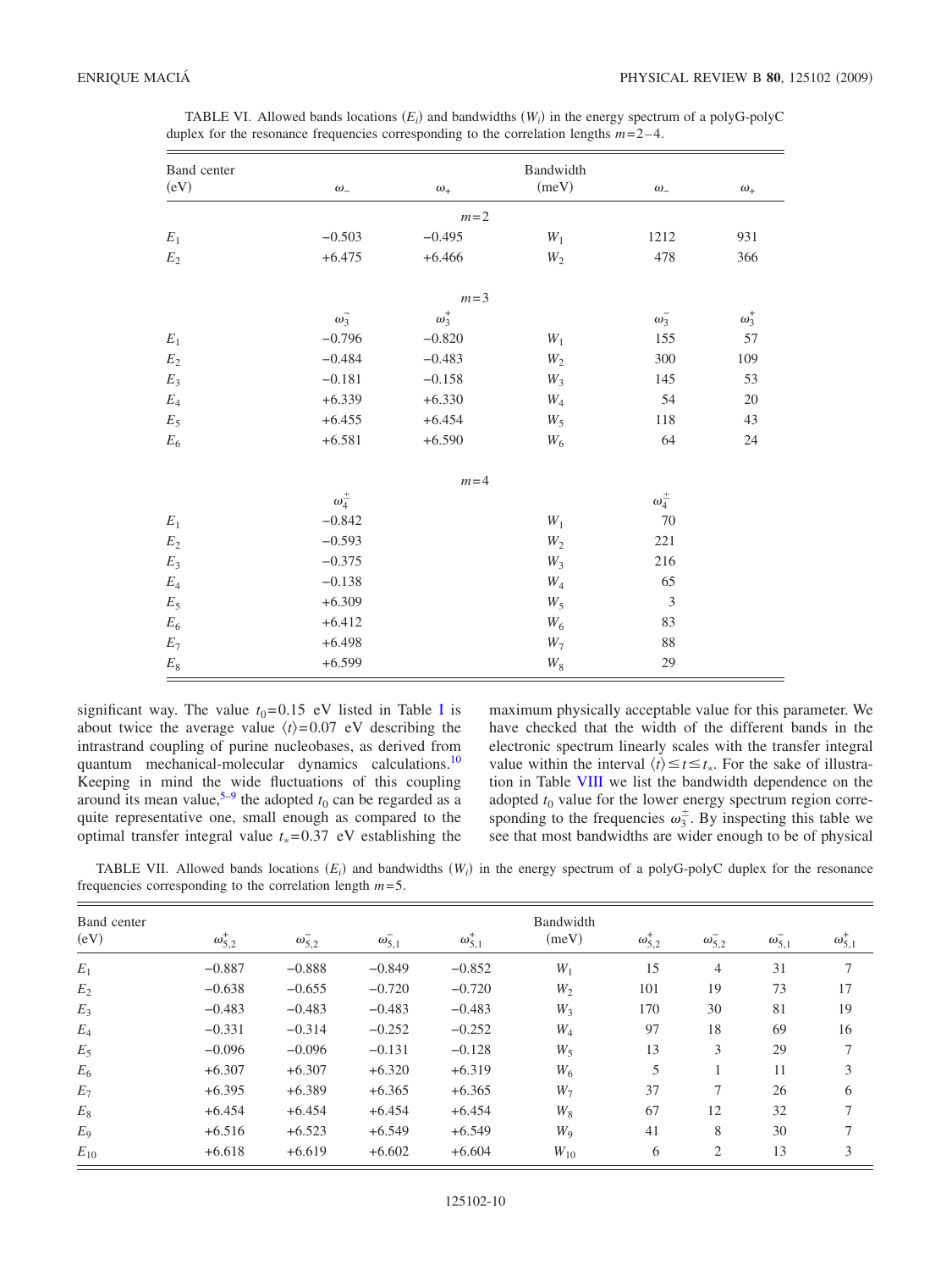TABLE VI. Allowed bands locations ($E_i$) and bandwidths ($W_i$) in the energy spectrum of a polyG-polyC duplex for the resonance frequencies corresponding to the correlation lengths $m=2$–4.

| Band center (eV) | $\omega_-$ | $\omega_+$ | Bandwidth (meV) | $\omega_-$ | $\omega_+$ |
|---|---|---|---|---|---|
| | | $m=2$ | | | |
| $E_1$ | −0.503 | −0.495 | $W_1$ | 1212 | 931 |
| $E_2$ | +6.475 | +6.466 | $W_2$ | 478 | 366 |
| | | $m=3$ | | | |
| | $\omega_3^-$ | $\omega_3^+$ | | $\omega_3^-$ | $\omega_3^+$ |
| $E_1$ | −0.796 | −0.820 | $W_1$ | 155 | 57 |
| $E_2$ | −0.484 | −0.483 | $W_2$ | 300 | 109 |
| $E_3$ | −0.181 | −0.158 | $W_3$ | 145 | 53 |
| $E_4$ | +6.339 | +6.330 | $W_4$ | 54 | 20 |
| $E_5$ | +6.455 | +6.454 | $W_5$ | 118 | 43 |
| $E_6$ | +6.581 | +6.590 | $W_6$ | 64 | 24 |
| | | $m=4$ | | | |
| | $\omega_4^\pm$ | | | $\omega_4^\pm$ | |
| $E_1$ | −0.842 | | $W_1$ | 70 | |
| $E_2$ | −0.593 | | $W_2$ | 221 | |
| $E_3$ | −0.375 | | $W_3$ | 216 | |
| $E_4$ | −0.138 | | $W_4$ | 65 | |
| $E_5$ | +6.309 | | $W_5$ | 3 | |
| $E_6$ | +6.412 | | $W_6$ | 83 | |
| $E_7$ | +6.498 | | $W_7$ | 88 | |
| $E_8$ | +6.599 | | $W_8$ | 29 | |

significant way. The value $t_0=0.15$ eV listed in Table I is about twice the average value $\langle t\rangle=0.07$ eV describing the intrastrand coupling of purine nucleobases, as derived from quantum mechanical-molecular dynamics calculations.[10] Keeping in mind the wide fluctuations of this coupling around its mean value,[5–9] the adopted $t_0$ can be regarded as a quite representative one, small enough as compared to the optimal transfer integral value $t_*=0.37$ eV establishing the maximum physically acceptable value for this parameter. We have checked that the width of the different bands in the electronic spectrum linearly scales with the transfer integral value within the interval $\langle t\rangle \leq t \leq t_*$. For the sake of illustration in Table VIII we list the bandwidth dependence on the adopted $t_0$ value for the lower energy spectrum region corresponding to the frequencies $\omega_3^\pm$. By inspecting this table we see that most bandwidths are wider enough to be of physical

TABLE VII. Allowed bands locations ($E_i$) and bandwidths ($W_i$) in the energy spectrum of a polyG-polyC duplex for the resonance frequencies corresponding to the correlation length $m=5$.

| Band center (eV) | $\omega_{5,2}^+$ | $\omega_{5,2}^-$ | $\omega_{5,1}^-$ | $\omega_{5,1}^+$ | Bandwidth (meV) | $\omega_{5,2}^+$ | $\omega_{5,2}^-$ | $\omega_{5,1}^-$ | $\omega_{5,1}^+$ |
|---|---|---|---|---|---|---|---|---|---|
| $E_1$ | −0.887 | −0.888 | −0.849 | −0.852 | $W_1$ | 15 | 4 | 31 | 7 |
| $E_2$ | −0.638 | −0.655 | −0.720 | −0.720 | $W_2$ | 101 | 19 | 73 | 17 |
| $E_3$ | −0.483 | −0.483 | −0.483 | −0.483 | $W_3$ | 170 | 30 | 81 | 19 |
| $E_4$ | −0.331 | −0.314 | −0.252 | −0.252 | $W_4$ | 97 | 18 | 69 | 16 |
| $E_5$ | −0.096 | −0.096 | −0.131 | −0.128 | $W_5$ | 13 | 3 | 29 | 7 |
| $E_6$ | +6.307 | +6.307 | +6.320 | +6.319 | $W_6$ | 5 | 1 | 11 | 3 |
| $E_7$ | +6.395 | +6.389 | +6.365 | +6.365 | $W_7$ | 37 | 7 | 26 | 6 |
| $E_8$ | +6.454 | +6.454 | +6.454 | +6.454 | $W_8$ | 67 | 12 | 32 | 7 |
| $E_9$ | +6.516 | +6.523 | +6.549 | +6.549 | $W_9$ | 41 | 8 | 30 | 7 |
| $E_{10}$ | +6.618 | +6.619 | +6.602 | +6.604 | $W_{10}$ | 6 | 2 | 13 | 3 |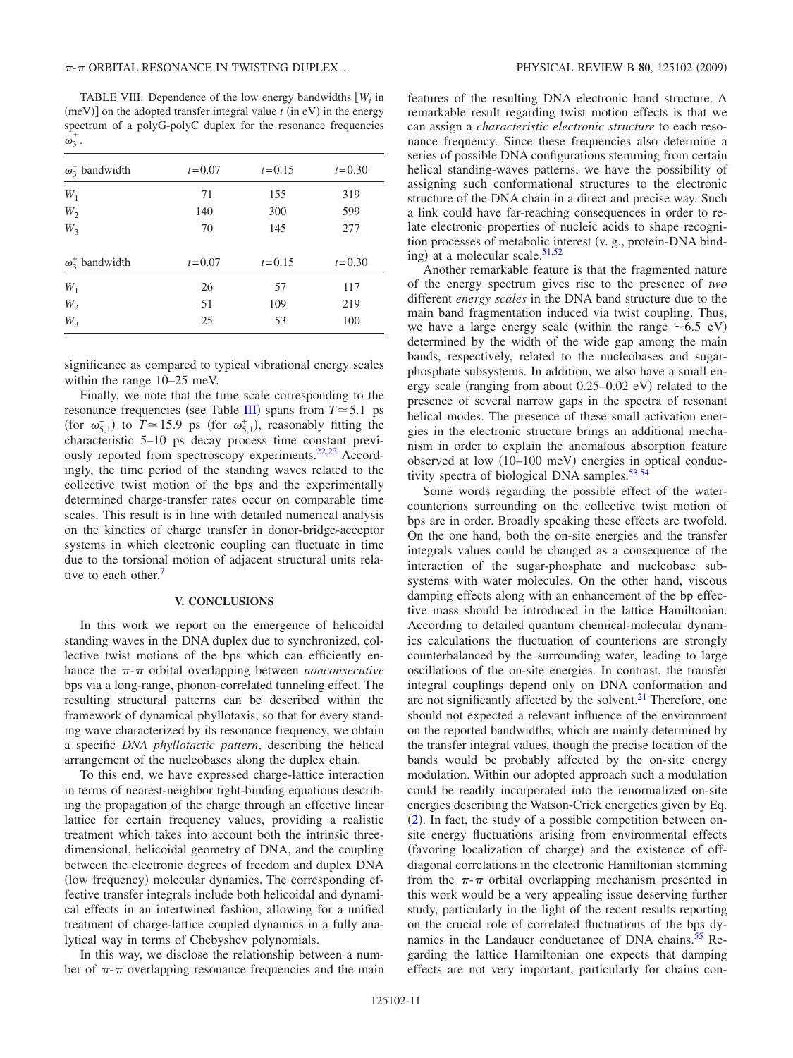TABLE VIII. Dependence of the low energy bandwidths [$W_i$ in (meV)] on the adopted transfer integral value $t$ (in eV) in the energy spectrum of a polyG-polyC duplex for the resonance frequencies $\omega_3^{\pm}$.

| $\omega_3^-$ bandwidth | $t=0.07$ | $t=0.15$ | $t=0.30$ |
|---|---|---|---|
| $W_1$ | 71 | 155 | 319 |
| $W_2$ | 140 | 300 | 599 |
| $W_3$ | 70 | 145 | 277 |
| $\omega_3^+$ bandwidth | $t=0.07$ | $t=0.15$ | $t=0.30$ |
| $W_1$ | 26 | 57 | 117 |
| $W_2$ | 51 | 109 | 219 |
| $W_3$ | 25 | 53 | 100 |

significance as compared to typical vibrational energy scales within the range 10–25 meV.

Finally, we note that the time scale corresponding to the resonance frequencies (see Table III) spans from $T \simeq 5.1$ ps (for $\omega_{5,1}^-$) to $T \simeq 15.9$ ps (for $\omega_{5,1}^+$), reasonably fitting the characteristic 5–10 ps decay process time constant previously reported from spectroscopy experiments.[22,23] Accordingly, the time period of the standing waves related to the collective twist motion of the bps and the experimentally determined charge-transfer rates occur on comparable time scales. This result is in line with detailed numerical analysis on the kinetics of charge transfer in donor-bridge-acceptor systems in which electronic coupling can fluctuate in time due to the torsional motion of adjacent structural units relative to each other.[7]

## V. CONCLUSIONS

In this work we report on the emergence of helicoidal standing waves in the DNA duplex due to synchronized, collective twist motions of the bps which can efficiently enhance the $\pi$-$\pi$ orbital overlapping between *nonconsecutive* bps via a long-range, phonon-correlated tunneling effect. The resulting structural patterns can be described within the framework of dynamical phyllotaxis, so that for every standing wave characterized by its resonance frequency, we obtain a specific *DNA phyllotactic pattern*, describing the helical arrangement of the nucleobases along the duplex chain.

To this end, we have expressed charge-lattice interaction in terms of nearest-neighbor tight-binding equations describing the propagation of the charge through an effective linear lattice for certain frequency values, providing a realistic treatment which takes into account both the intrinsic three-dimensional, helicoidal geometry of DNA, and the coupling between the electronic degrees of freedom and duplex DNA (low frequency) molecular dynamics. The corresponding effective transfer integrals include both helicoidal and dynamical effects in an intertwined fashion, allowing for a unified treatment of charge-lattice coupled dynamics in a fully analytical way in terms of Chebyshev polynomials.

In this way, we disclose the relationship between a number of $\pi$-$\pi$ overlapping resonance frequencies and the main features of the resulting DNA electronic band structure. A remarkable result regarding twist motion effects is that we can assign a *characteristic electronic structure* to each resonance frequency. Since these frequencies also determine a series of possible DNA configurations stemming from certain helical standing-waves patterns, we have the possibility of assigning such conformational structures to the electronic structure of the DNA chain in a direct and precise way. Such a link could have far-reaching consequences in order to relate electronic properties of nucleic acids to shape recognition processes of metabolic interest (v. g., protein-DNA binding) at a molecular scale.[51,52]

Another remarkable feature is that the fragmented nature of the energy spectrum gives rise to the presence of *two* different *energy scales* in the DNA band structure due to the main band fragmentation induced via twist coupling. Thus, we have a large energy scale (within the range ~6.5 eV) determined by the width of the wide gap among the main bands, respectively, related to the nucleobases and sugar-phosphate subsystems. In addition, we also have a small energy scale (ranging from about 0.25–0.02 eV) related to the presence of several narrow gaps in the spectra of resonant helical modes. The presence of these small activation energies in the electronic structure brings an additional mechanism in order to explain the anomalous absorption feature observed at low (10–100 meV) energies in optical conductivity spectra of biological DNA samples.[53,54]

Some words regarding the possible effect of the water-counterions surrounding on the collective twist motion of bps are in order. Broadly speaking these effects are twofold. On the one hand, both the on-site energies and the transfer integrals values could be changed as a consequence of the interaction of the sugar-phosphate and nucleobase subsystems with water molecules. On the other hand, viscous damping effects along with an enhancement of the bp effective mass should be introduced in the lattice Hamiltonian. According to detailed quantum chemical-molecular dynamics calculations the fluctuation of counterions are strongly counterbalanced by the surrounding water, leading to large oscillations of the on-site energies. In contrast, the transfer integral couplings depend only on DNA conformation and are not significantly affected by the solvent.[21] Therefore, one should not expected a relevant influence of the environment on the reported bandwidths, which are mainly determined by the transfer integral values, though the precise location of the bands would be probably affected by the on-site energy modulation. Within our adopted approach such a modulation could be readily incorporated into the renormalized on-site energies describing the Watson-Crick energetics given by Eq. (2). In fact, the study of a possible competition between on-site energy fluctuations arising from environmental effects (favoring localization of charge) and the existence of off-diagonal correlations in the electronic Hamiltonian stemming from the $\pi$-$\pi$ orbital overlapping mechanism presented in this work would be a very appealing issue deserving further study, particularly in the light of the recent results reporting on the crucial role of correlated fluctuations of the bps dynamics in the Landauer conductance of DNA chains.[55] Regarding the lattice Hamiltonian one expects that damping effects are not very important, particularly for chains con-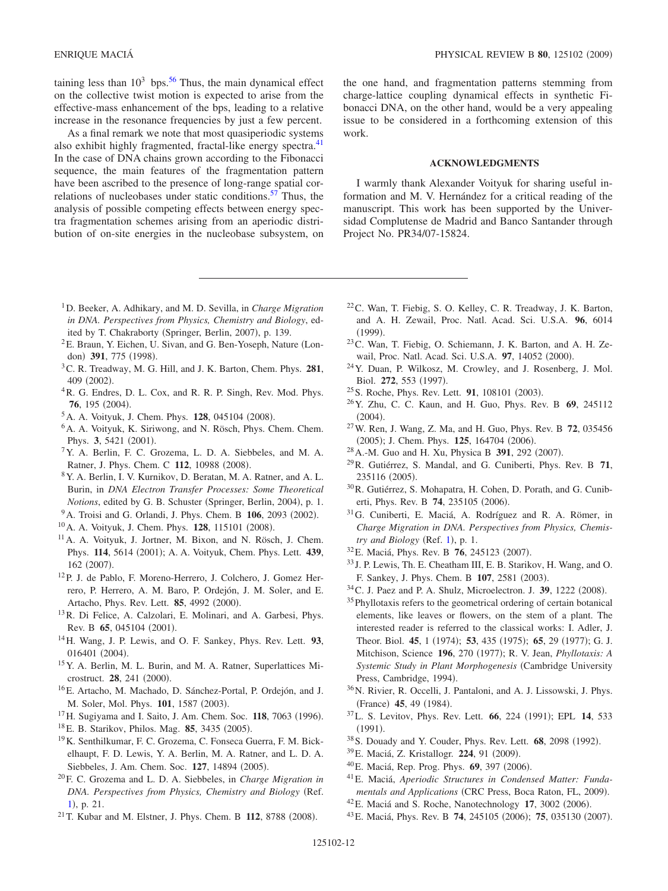taining less than $10^3$ bps.[56] Thus, the main dynamical effect on the collective twist motion is expected to arise from the effective-mass enhancement of the bps, leading to a relative increase in the resonance frequencies by just a few percent.

As a final remark we note that most quasiperiodic systems also exhibit highly fragmented, fractal-like energy spectra.[41] In the case of DNA chains grown according to the Fibonacci sequence, the main features of the fragmentation pattern have been ascribed to the presence of long-range spatial correlations of nucleobases under static conditions.[57] Thus, the analysis of possible competing effects between energy spectra fragmentation schemes arising from an aperiodic distribution of on-site energies in the nucleobase subsystem, on the one hand, and fragmentation patterns stemming from charge-lattice coupling dynamical effects in synthetic Fibonacci DNA, on the other hand, would be a very appealing issue to be considered in a forthcoming extension of this work.

## ACKNOWLEDGMENTS

I warmly thank Alexander Voityuk for sharing useful information and M. V. Hernández for a critical reading of the manuscript. This work has been supported by the Universidad Complutense de Madrid and Banco Santander through Project No. PR34/07-15824.

---

[1] D. Beeker, A. Adhikary, and M. D. Sevilla, in *Charge Migration in DNA. Perspectives from Physics, Chemistry and Biology*, edited by T. Chakraborty (Springer, Berlin, 2007), p. 139.

[2] E. Braun, Y. Eichen, U. Sivan, and G. Ben-Yoseph, Nature (London) **391**, 775 (1998).

[3] C. R. Treadway, M. G. Hill, and J. K. Barton, Chem. Phys. **281**, 409 (2002).

[4] R. G. Endres, D. L. Cox, and R. R. P. Singh, Rev. Mod. Phys. **76**, 195 (2004).

[5] A. A. Voityuk, J. Chem. Phys. **128**, 045104 (2008).

[6] A. A. Voityuk, K. Siriwong, and N. Rösch, Phys. Chem. Chem. Phys. **3**, 5421 (2001).

[7] Y. A. Berlin, F. C. Grozema, L. D. A. Siebbeles, and M. A. Ratner, J. Phys. Chem. C **112**, 10988 (2008).

[8] Y. A. Berlin, I. V. Kurnikov, D. Beratan, M. A. Ratner, and A. L. Burin, in *DNA Electron Transfer Processes: Some Theoretical Notions*, edited by G. B. Schuster (Springer, Berlin, 2004), p. 1.

[9] A. Troisi and G. Orlandi, J. Phys. Chem. B **106**, 2093 (2002).

[10] A. A. Voityuk, J. Chem. Phys. **128**, 115101 (2008).

[11] A. A. Voityuk, J. Jortner, M. Bixon, and N. Rösch, J. Chem. Phys. **114**, 5614 (2001); A. A. Voityuk, Chem. Phys. Lett. **439**, 162 (2007).

[12] P. J. de Pablo, F. Moreno-Herrero, J. Colchero, J. Gomez Herrero, P. Herrero, A. M. Baro, P. Ordejón, J. M. Soler, and E. Artacho, Phys. Rev. Lett. **85**, 4992 (2000).

[13] R. Di Felice, A. Calzolari, E. Molinari, and A. Garbesi, Phys. Rev. B **65**, 045104 (2001).

[14] H. Wang, J. P. Lewis, and O. F. Sankey, Phys. Rev. Lett. **93**, 016401 (2004).

[15] Y. A. Berlin, M. L. Burin, and M. A. Ratner, Superlattices Microstruct. **28**, 241 (2000).

[16] E. Artacho, M. Machado, D. Sánchez-Portal, P. Ordejón, and J. M. Soler, Mol. Phys. **101**, 1587 (2003).

[17] H. Sugiyama and I. Saito, J. Am. Chem. Soc. **118**, 7063 (1996).

[18] E. B. Starikov, Philos. Mag. **85**, 3435 (2005).

[19] K. Senthilkumar, F. C. Grozema, C. Fonseca Guerra, F. M. Bickelhaupt, F. D. Lewis, Y. A. Berlin, M. A. Ratner, and L. D. A. Siebbeles, J. Am. Chem. Soc. **127**, 14894 (2005).

[20] F. C. Grozema and L. D. A. Siebbeles, in *Charge Migration in DNA. Perspectives from Physics, Chemistry and Biology* (Ref. 1), p. 21.

[21] T. Kubar and M. Elstner, J. Phys. Chem. B **112**, 8788 (2008).

[22] C. Wan, T. Fiebig, S. O. Kelley, C. R. Treadway, J. K. Barton, and A. H. Zewail, Proc. Natl. Acad. Sci. U.S.A. **96**, 6014 (1999).

[23] C. Wan, T. Fiebig, O. Schiemann, J. K. Barton, and A. H. Zewail, Proc. Natl. Acad. Sci. U.S.A. **97**, 14052 (2000).

[24] Y. Duan, P. Wilkosz, M. Crowley, and J. Rosenberg, J. Mol. Biol. **272**, 553 (1997).

[25] S. Roche, Phys. Rev. Lett. **91**, 108101 (2003).

[26] Y. Zhu, C. C. Kaun, and H. Guo, Phys. Rev. B **69**, 245112 (2004).

[27] W. Ren, J. Wang, Z. Ma, and H. Guo, Phys. Rev. B **72**, 035456 (2005); J. Chem. Phys. **125**, 164704 (2006).

[28] A.-M. Guo and H. Xu, Physica B **391**, 292 (2007).

[29] R. Gutiérrez, S. Mandal, and G. Cuniberti, Phys. Rev. B **71**, 235116 (2005).

[30] R. Gutiérrez, S. Mohapatra, H. Cohen, D. Porath, and G. Cuniberti, Phys. Rev. B **74**, 235105 (2006).

[31] G. Cuniberti, E. Maciá, A. Rodríguez and R. A. Römer, in *Charge Migration in DNA. Perspectives from Physics, Chemistry and Biology* (Ref. 1), p. 1.

[32] E. Maciá, Phys. Rev. B **76**, 245123 (2007).

[33] J. P. Lewis, Th. E. Cheatham III, E. B. Starikov, H. Wang, and O. F. Sankey, J. Phys. Chem. B **107**, 2581 (2003).

[34] C. J. Paez and P. A. Shulz, Microelectron. J. **39**, 1222 (2008).

[35] Phyllotaxis refers to the geometrical ordering of certain botanical elements, like leaves or flowers, on the stem of a plant. The interested reader is referred to the classical works: I. Adler, J. Theor. Biol. **45**, 1 (1974); **53**, 435 (1975); **65**, 29 (1977); G. J. Mitchison, Science **196**, 270 (1977); R. V. Jean, *Phyllotaxis: A Systemic Study in Plant Morphogenesis* (Cambridge University Press, Cambridge, 1994).

[36] N. Rivier, R. Occelli, J. Pantaloni, and A. J. Lissowski, J. Phys. (France) **45**, 49 (1984).

[37] L. S. Levitov, Phys. Rev. Lett. **66**, 224 (1991); EPL **14**, 533 (1991).

[38] S. Douady and Y. Couder, Phys. Rev. Lett. **68**, 2098 (1992).

[39] E. Maciá, Z. Kristallogr. **224**, 91 (2009).

[40] E. Maciá, Rep. Prog. Phys. **69**, 397 (2006).

[41] E. Maciá, *Aperiodic Structures in Condensed Matter: Fundamentals and Applications* (CRC Press, Boca Raton, FL, 2009).

[42] E. Maciá and S. Roche, Nanotechnology **17**, 3002 (2006).

[43] E. Maciá, Phys. Rev. B **74**, 245105 (2006); **75**, 035130 (2007).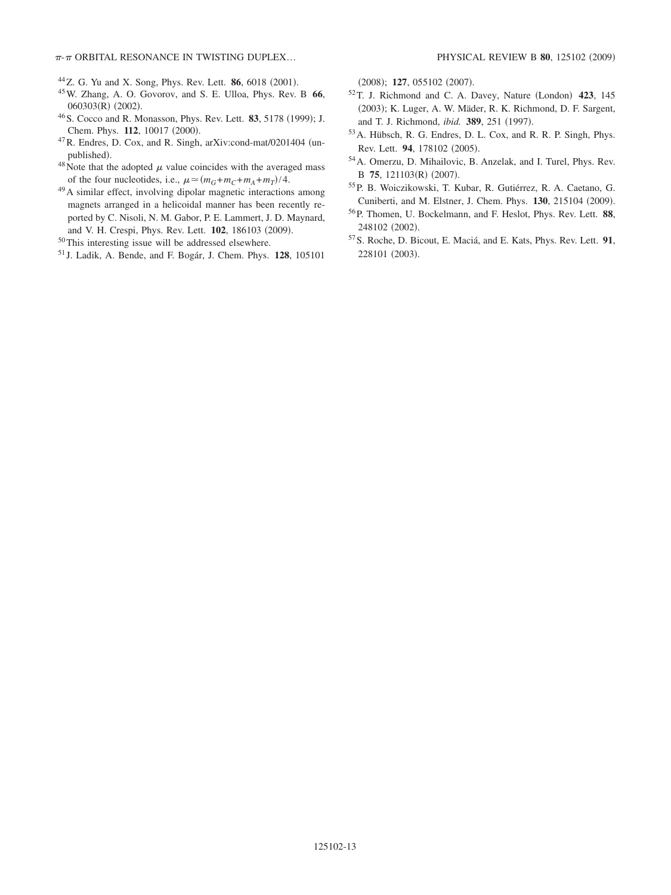[44] Z. G. Yu and X. Song, Phys. Rev. Lett. **86**, 6018 (2001).

[45] W. Zhang, A. O. Govorov, and S. E. Ulloa, Phys. Rev. B **66**, 060303(R) (2002).

[46] S. Cocco and R. Monasson, Phys. Rev. Lett. **83**, 5178 (1999); J. Chem. Phys. **112**, 10017 (2000).

[47] R. Endres, D. Cox, and R. Singh, arXiv:cond-mat/0201404 (unpublished).

[48] Note that the adopted $\mu$ value coincides with the averaged mass of the four nucleotides, i.e., $\mu \simeq (m_G + m_C + m_A + m_T)/4$.

[49] A similar effect, involving dipolar magnetic interactions among magnets arranged in a helicoidal manner has been recently reported by C. Nisoli, N. M. Gabor, P. E. Lammert, J. D. Maynard, and V. H. Crespi, Phys. Rev. Lett. **102**, 186103 (2009).

[50] This interesting issue will be addressed elsewhere.

[51] J. Ladik, A. Bende, and F. Bogár, J. Chem. Phys. **128**, 105101 (2008); **127**, 055102 (2007).

[52] T. J. Richmond and C. A. Davey, Nature (London) **423**, 145 (2003); K. Luger, A. W. Mäder, R. K. Richmond, D. F. Sargent, and T. J. Richmond, *ibid.* **389**, 251 (1997).

[53] A. Hübsch, R. G. Endres, D. L. Cox, and R. R. P. Singh, Phys. Rev. Lett. **94**, 178102 (2005).

[54] A. Omerzu, D. Mihailovic, B. Anzelak, and I. Turel, Phys. Rev. B **75**, 121103(R) (2007).

[55] P. B. Woiczikowski, T. Kubar, R. Gutiérrez, R. A. Caetano, G. Cuniberti, and M. Elstner, J. Chem. Phys. **130**, 215104 (2009).

[56] P. Thomen, U. Bockelmann, and F. Heslot, Phys. Rev. Lett. **88**, 248102 (2002).

[57] S. Roche, D. Bicout, E. Maciá, and E. Kats, Phys. Rev. Lett. **91**, 228101 (2003).